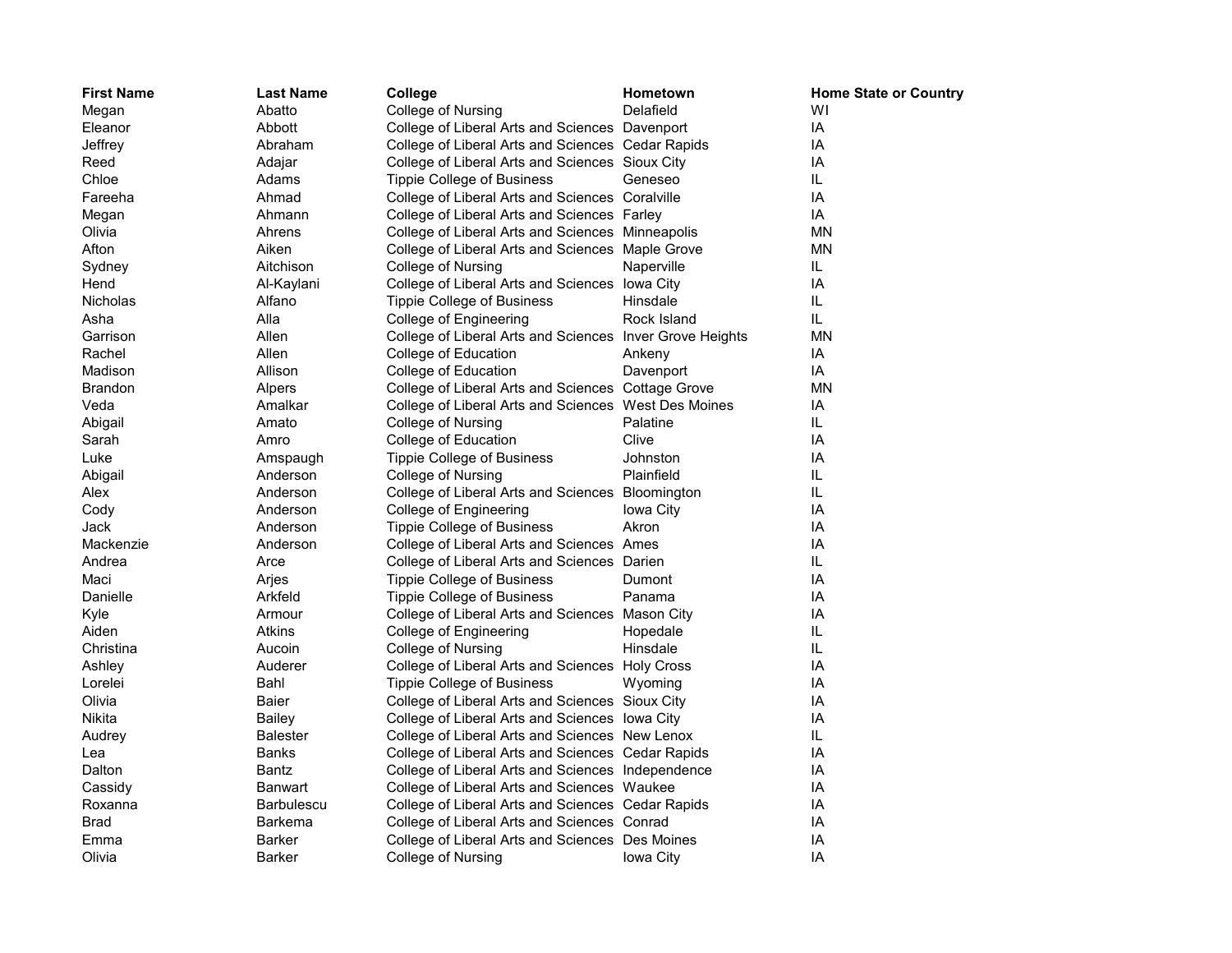| First Name | Last Name | College | Hometown | Home State or Country |
| --- | --- | --- | --- | --- |
| Megan | Abatto | College of Nursing | Delafield | WI |
| Eleanor | Abbott | College of Liberal Arts and Sciences | Davenport | IA |
| Jeffrey | Abraham | College of Liberal Arts and Sciences | Cedar Rapids | IA |
| Reed | Adajar | College of Liberal Arts and Sciences | Sioux City | IA |
| Chloe | Adams | Tippie College of Business | Geneseo | IL |
| Fareeha | Ahmad | College of Liberal Arts and Sciences | Coralville | IA |
| Megan | Ahmann | College of Liberal Arts and Sciences | Farley | IA |
| Olivia | Ahrens | College of Liberal Arts and Sciences | Minneapolis | MN |
| Afton | Aiken | College of Liberal Arts and Sciences | Maple Grove | MN |
| Sydney | Aitchison | College of Nursing | Naperville | IL |
| Hend | Al-Kaylani | College of Liberal Arts and Sciences | Iowa City | IA |
| Nicholas | Alfano | Tippie College of Business | Hinsdale | IL |
| Asha | Alla | College of Engineering | Rock Island | IL |
| Garrison | Allen | College of Liberal Arts and Sciences | Inver Grove Heights | MN |
| Rachel | Allen | College of Education | Ankeny | IA |
| Madison | Allison | College of Education | Davenport | IA |
| Brandon | Alpers | College of Liberal Arts and Sciences | Cottage Grove | MN |
| Veda | Amalkar | College of Liberal Arts and Sciences | West Des Moines | IA |
| Abigail | Amato | College of Nursing | Palatine | IL |
| Sarah | Amro | College of Education | Clive | IA |
| Luke | Amspaugh | Tippie College of Business | Johnston | IA |
| Abigail | Anderson | College of Nursing | Plainfield | IL |
| Alex | Anderson | College of Liberal Arts and Sciences | Bloomington | IL |
| Cody | Anderson | College of Engineering | Iowa City | IA |
| Jack | Anderson | Tippie College of Business | Akron | IA |
| Mackenzie | Anderson | College of Liberal Arts and Sciences | Ames | IA |
| Andrea | Arce | College of Liberal Arts and Sciences | Darien | IL |
| Maci | Arjes | Tippie College of Business | Dumont | IA |
| Danielle | Arkfeld | Tippie College of Business | Panama | IA |
| Kyle | Armour | College of Liberal Arts and Sciences | Mason City | IA |
| Aiden | Atkins | College of Engineering | Hopedale | IL |
| Christina | Aucoin | College of Nursing | Hinsdale | IL |
| Ashley | Auderer | College of Liberal Arts and Sciences | Holy Cross | IA |
| Lorelei | Bahl | Tippie College of Business | Wyoming | IA |
| Olivia | Baier | College of Liberal Arts and Sciences | Sioux City | IA |
| Nikita | Bailey | College of Liberal Arts and Sciences | Iowa City | IA |
| Audrey | Balester | College of Liberal Arts and Sciences | New Lenox | IL |
| Lea | Banks | College of Liberal Arts and Sciences | Cedar Rapids | IA |
| Dalton | Bantz | College of Liberal Arts and Sciences | Independence | IA |
| Cassidy | Banwart | College of Liberal Arts and Sciences | Waukee | IA |
| Roxanna | Barbulescu | College of Liberal Arts and Sciences | Cedar Rapids | IA |
| Brad | Barkema | College of Liberal Arts and Sciences | Conrad | IA |
| Emma | Barker | College of Liberal Arts and Sciences | Des Moines | IA |
| Olivia | Barker | College of Nursing | Iowa City | IA |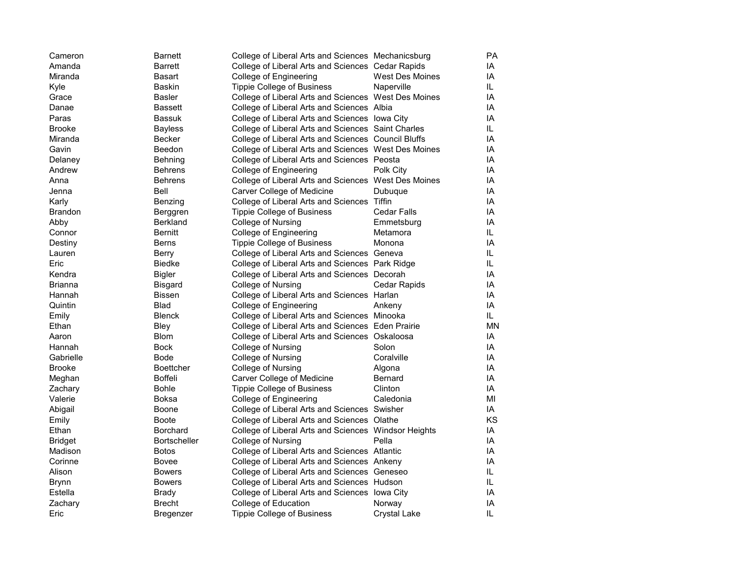| | | | | |
|---|---|---|---|---|
| Cameron | Barnett | College of Liberal Arts and Sciences | Mechanicsburg | PA |
| Amanda | Barrett | College of Liberal Arts and Sciences | Cedar Rapids | IA |
| Miranda | Basart | College of Engineering | West Des Moines | IA |
| Kyle | Baskin | Tippie College of Business | Naperville | IL |
| Grace | Basler | College of Liberal Arts and Sciences | West Des Moines | IA |
| Danae | Bassett | College of Liberal Arts and Sciences | Albia | IA |
| Paras | Bassuk | College of Liberal Arts and Sciences | Iowa City | IA |
| Brooke | Bayless | College of Liberal Arts and Sciences | Saint Charles | IL |
| Miranda | Becker | College of Liberal Arts and Sciences | Council Bluffs | IA |
| Gavin | Beedon | College of Liberal Arts and Sciences | West Des Moines | IA |
| Delaney | Behning | College of Liberal Arts and Sciences | Peosta | IA |
| Andrew | Behrens | College of Engineering | Polk City | IA |
| Anna | Behrens | College of Liberal Arts and Sciences | West Des Moines | IA |
| Jenna | Bell | Carver College of Medicine | Dubuque | IA |
| Karly | Benzing | College of Liberal Arts and Sciences | Tiffin | IA |
| Brandon | Berggren | Tippie College of Business | Cedar Falls | IA |
| Abby | Berkland | College of Nursing | Emmetsburg | IA |
| Connor | Bernitt | College of Engineering | Metamora | IL |
| Destiny | Berns | Tippie College of Business | Monona | IA |
| Lauren | Berry | College of Liberal Arts and Sciences | Geneva | IL |
| Eric | Biedke | College of Liberal Arts and Sciences | Park Ridge | IL |
| Kendra | Bigler | College of Liberal Arts and Sciences | Decorah | IA |
| Brianna | Bisgard | College of Nursing | Cedar Rapids | IA |
| Hannah | Bissen | College of Liberal Arts and Sciences | Harlan | IA |
| Quintin | Blad | College of Engineering | Ankeny | IA |
| Emily | Blenck | College of Liberal Arts and Sciences | Minooka | IL |
| Ethan | Bley | College of Liberal Arts and Sciences | Eden Prairie | MN |
| Aaron | Blom | College of Liberal Arts and Sciences | Oskaloosa | IA |
| Hannah | Bock | College of Nursing | Solon | IA |
| Gabrielle | Bode | College of Nursing | Coralville | IA |
| Brooke | Boettcher | College of Nursing | Algona | IA |
| Meghan | Boffeli | Carver College of Medicine | Bernard | IA |
| Zachary | Bohle | Tippie College of Business | Clinton | IA |
| Valerie | Boksa | College of Engineering | Caledonia | MI |
| Abigail | Boone | College of Liberal Arts and Sciences | Swisher | IA |
| Emily | Boote | College of Liberal Arts and Sciences | Olathe | KS |
| Ethan | Borchard | College of Liberal Arts and Sciences | Windsor Heights | IA |
| Bridget | Bortscheller | College of Nursing | Pella | IA |
| Madison | Botos | College of Liberal Arts and Sciences | Atlantic | IA |
| Corinne | Bovee | College of Liberal Arts and Sciences | Ankeny | IA |
| Alison | Bowers | College of Liberal Arts and Sciences | Geneseo | IL |
| Brynn | Bowers | College of Liberal Arts and Sciences | Hudson | IL |
| Estella | Brady | College of Liberal Arts and Sciences | Iowa City | IA |
| Zachary | Brecht | College of Education | Norway | IA |
| Eric | Bregenzer | Tippie College of Business | Crystal Lake | IL |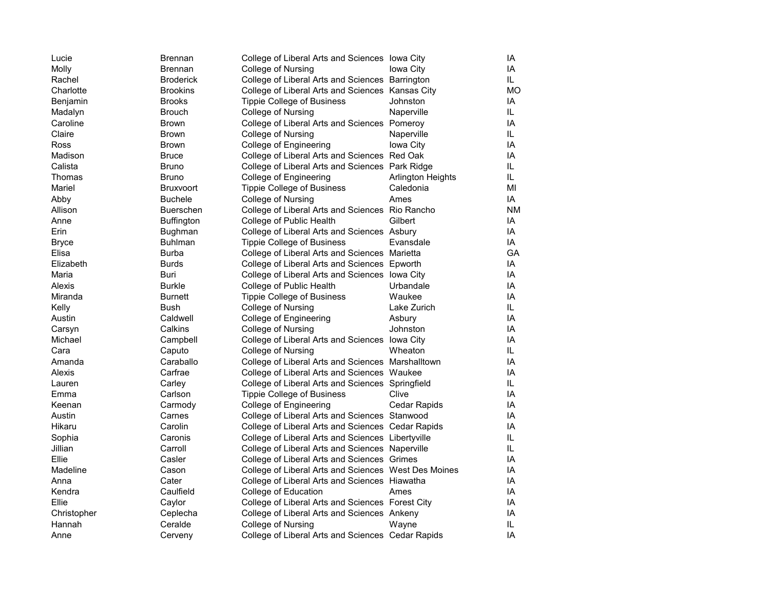| | | | | |
|---|---|---|---|---|
| Lucie | Brennan | College of Liberal Arts and Sciences | Iowa City | IA |
| Molly | Brennan | College of Nursing | Iowa City | IA |
| Rachel | Broderick | College of Liberal Arts and Sciences | Barrington | IL |
| Charlotte | Brookins | College of Liberal Arts and Sciences | Kansas City | MO |
| Benjamin | Brooks | Tippie College of Business | Johnston | IA |
| Madalyn | Brouch | College of Nursing | Naperville | IL |
| Caroline | Brown | College of Liberal Arts and Sciences | Pomeroy | IA |
| Claire | Brown | College of Nursing | Naperville | IL |
| Ross | Brown | College of Engineering | Iowa City | IA |
| Madison | Bruce | College of Liberal Arts and Sciences | Red Oak | IA |
| Calista | Bruno | College of Liberal Arts and Sciences | Park Ridge | IL |
| Thomas | Bruno | College of Engineering | Arlington Heights | IL |
| Mariel | Bruxvoort | Tippie College of Business | Caledonia | MI |
| Abby | Buchele | College of Nursing | Ames | IA |
| Allison | Buerschen | College of Liberal Arts and Sciences | Rio Rancho | NM |
| Anne | Buffington | College of Public Health | Gilbert | IA |
| Erin | Bughman | College of Liberal Arts and Sciences | Asbury | IA |
| Bryce | Buhlman | Tippie College of Business | Evansdale | IA |
| Elisa | Burba | College of Liberal Arts and Sciences | Marietta | GA |
| Elizabeth | Burds | College of Liberal Arts and Sciences | Epworth | IA |
| Maria | Buri | College of Liberal Arts and Sciences | Iowa City | IA |
| Alexis | Burkle | College of Public Health | Urbandale | IA |
| Miranda | Burnett | Tippie College of Business | Waukee | IA |
| Kelly | Bush | College of Nursing | Lake Zurich | IL |
| Austin | Caldwell | College of Engineering | Asbury | IA |
| Carsyn | Calkins | College of Nursing | Johnston | IA |
| Michael | Campbell | College of Liberal Arts and Sciences | Iowa City | IA |
| Cara | Caputo | College of Nursing | Wheaton | IL |
| Amanda | Caraballo | College of Liberal Arts and Sciences | Marshalltown | IA |
| Alexis | Carfrae | College of Liberal Arts and Sciences | Waukee | IA |
| Lauren | Carley | College of Liberal Arts and Sciences | Springfield | IL |
| Emma | Carlson | Tippie College of Business | Clive | IA |
| Keenan | Carmody | College of Engineering | Cedar Rapids | IA |
| Austin | Carnes | College of Liberal Arts and Sciences | Stanwood | IA |
| Hikaru | Carolin | College of Liberal Arts and Sciences | Cedar Rapids | IA |
| Sophia | Caronis | College of Liberal Arts and Sciences | Libertyville | IL |
| Jillian | Carroll | College of Liberal Arts and Sciences | Naperville | IL |
| Ellie | Casler | College of Liberal Arts and Sciences | Grimes | IA |
| Madeline | Cason | College of Liberal Arts and Sciences | West Des Moines | IA |
| Anna | Cater | College of Liberal Arts and Sciences | Hiawatha | IA |
| Kendra | Caulfield | College of Education | Ames | IA |
| Ellie | Caylor | College of Liberal Arts and Sciences | Forest City | IA |
| Christopher | Ceplecha | College of Liberal Arts and Sciences | Ankeny | IA |
| Hannah | Ceralde | College of Nursing | Wayne | IL |
| Anne | Cerveny | College of Liberal Arts and Sciences | Cedar Rapids | IA |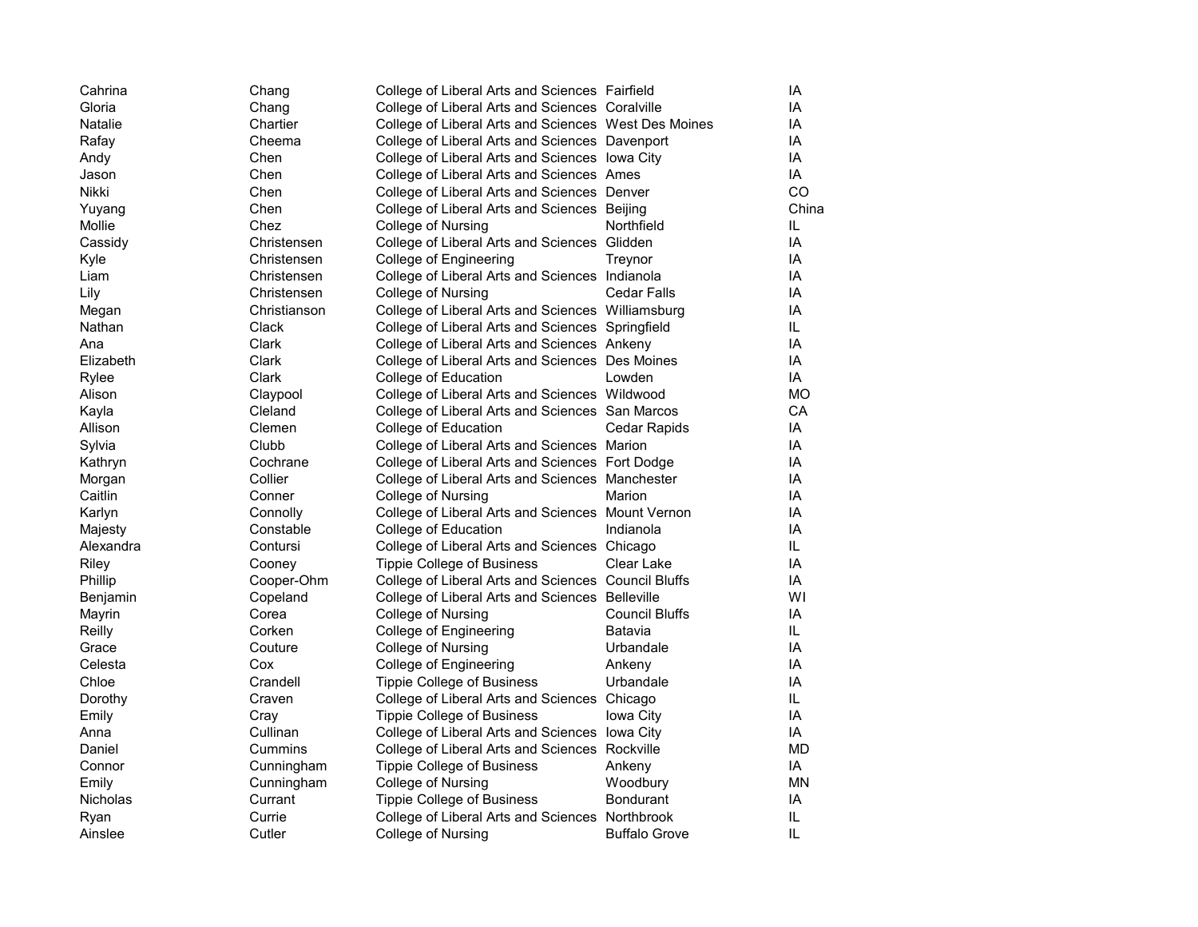| | | | | |
|---|---|---|---|---|
| Cahrina | Chang | College of Liberal Arts and Sciences | Fairfield | IA |
| Gloria | Chang | College of Liberal Arts and Sciences | Coralville | IA |
| Natalie | Chartier | College of Liberal Arts and Sciences | West Des Moines | IA |
| Rafay | Cheema | College of Liberal Arts and Sciences | Davenport | IA |
| Andy | Chen | College of Liberal Arts and Sciences | Iowa City | IA |
| Jason | Chen | College of Liberal Arts and Sciences | Ames | IA |
| Nikki | Chen | College of Liberal Arts and Sciences | Denver | CO |
| Yuyang | Chen | College of Liberal Arts and Sciences | Beijing | China |
| Mollie | Chez | College of Nursing | Northfield | IL |
| Cassidy | Christensen | College of Liberal Arts and Sciences | Glidden | IA |
| Kyle | Christensen | College of Engineering | Treynor | IA |
| Liam | Christensen | College of Liberal Arts and Sciences | Indianola | IA |
| Lily | Christensen | College of Nursing | Cedar Falls | IA |
| Megan | Christianson | College of Liberal Arts and Sciences | Williamsburg | IA |
| Nathan | Clack | College of Liberal Arts and Sciences | Springfield | IL |
| Ana | Clark | College of Liberal Arts and Sciences | Ankeny | IA |
| Elizabeth | Clark | College of Liberal Arts and Sciences | Des Moines | IA |
| Rylee | Clark | College of Education | Lowden | IA |
| Alison | Claypool | College of Liberal Arts and Sciences | Wildwood | MO |
| Kayla | Cleland | College of Liberal Arts and Sciences | San Marcos | CA |
| Allison | Clemen | College of Education | Cedar Rapids | IA |
| Sylvia | Clubb | College of Liberal Arts and Sciences | Marion | IA |
| Kathryn | Cochrane | College of Liberal Arts and Sciences | Fort Dodge | IA |
| Morgan | Collier | College of Liberal Arts and Sciences | Manchester | IA |
| Caitlin | Conner | College of Nursing | Marion | IA |
| Karlyn | Connolly | College of Liberal Arts and Sciences | Mount Vernon | IA |
| Majesty | Constable | College of Education | Indianola | IA |
| Alexandra | Contursi | College of Liberal Arts and Sciences | Chicago | IL |
| Riley | Cooney | Tippie College of Business | Clear Lake | IA |
| Phillip | Cooper-Ohm | College of Liberal Arts and Sciences | Council Bluffs | IA |
| Benjamin | Copeland | College of Liberal Arts and Sciences | Belleville | WI |
| Mayrin | Corea | College of Nursing | Council Bluffs | IA |
| Reilly | Corken | College of Engineering | Batavia | IL |
| Grace | Couture | College of Nursing | Urbandale | IA |
| Celesta | Cox | College of Engineering | Ankeny | IA |
| Chloe | Crandell | Tippie College of Business | Urbandale | IA |
| Dorothy | Craven | College of Liberal Arts and Sciences | Chicago | IL |
| Emily | Cray | Tippie College of Business | Iowa City | IA |
| Anna | Cullinan | College of Liberal Arts and Sciences | Iowa City | IA |
| Daniel | Cummins | College of Liberal Arts and Sciences | Rockville | MD |
| Connor | Cunningham | Tippie College of Business | Ankeny | IA |
| Emily | Cunningham | College of Nursing | Woodbury | MN |
| Nicholas | Currant | Tippie College of Business | Bondurant | IA |
| Ryan | Currie | College of Liberal Arts and Sciences | Northbrook | IL |
| Ainslee | Cutler | College of Nursing | Buffalo Grove | IL |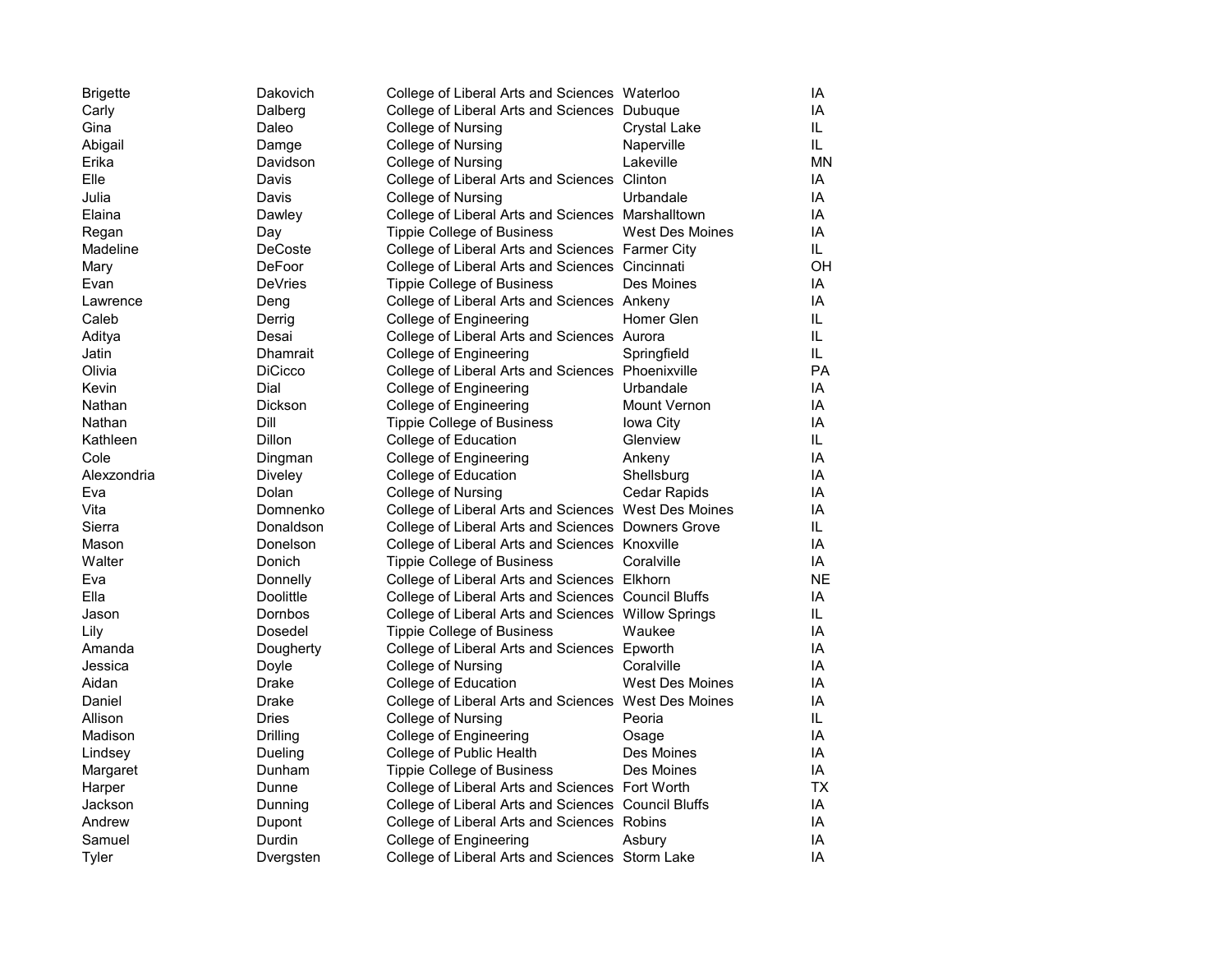| | | | | |
|---|---|---|---|---|
| Brigette | Dakovich | College of Liberal Arts and Sciences | Waterloo | IA |
| Carly | Dalberg | College of Liberal Arts and Sciences | Dubuque | IA |
| Gina | Daleo | College of Nursing | Crystal Lake | IL |
| Abigail | Damge | College of Nursing | Naperville | IL |
| Erika | Davidson | College of Nursing | Lakeville | MN |
| Elle | Davis | College of Liberal Arts and Sciences | Clinton | IA |
| Julia | Davis | College of Nursing | Urbandale | IA |
| Elaina | Dawley | College of Liberal Arts and Sciences | Marshalltown | IA |
| Regan | Day | Tippie College of Business | West Des Moines | IA |
| Madeline | DeCoste | College of Liberal Arts and Sciences | Farmer City | IL |
| Mary | DeFoor | College of Liberal Arts and Sciences | Cincinnati | OH |
| Evan | DeVries | Tippie College of Business | Des Moines | IA |
| Lawrence | Deng | College of Liberal Arts and Sciences | Ankeny | IA |
| Caleb | Derrig | College of Engineering | Homer Glen | IL |
| Aditya | Desai | College of Liberal Arts and Sciences | Aurora | IL |
| Jatin | Dhamrait | College of Engineering | Springfield | IL |
| Olivia | DiCicco | College of Liberal Arts and Sciences | Phoenixville | PA |
| Kevin | Dial | College of Engineering | Urbandale | IA |
| Nathan | Dickson | College of Engineering | Mount Vernon | IA |
| Nathan | Dill | Tippie College of Business | Iowa City | IA |
| Kathleen | Dillon | College of Education | Glenview | IL |
| Cole | Dingman | College of Engineering | Ankeny | IA |
| Alexzondria | Diveley | College of Education | Shellsburg | IA |
| Eva | Dolan | College of Nursing | Cedar Rapids | IA |
| Vita | Domnenko | College of Liberal Arts and Sciences | West Des Moines | IA |
| Sierra | Donaldson | College of Liberal Arts and Sciences | Downers Grove | IL |
| Mason | Donelson | College of Liberal Arts and Sciences | Knoxville | IA |
| Walter | Donich | Tippie College of Business | Coralville | IA |
| Eva | Donnelly | College of Liberal Arts and Sciences | Elkhorn | NE |
| Ella | Doolittle | College of Liberal Arts and Sciences | Council Bluffs | IA |
| Jason | Dornbos | College of Liberal Arts and Sciences | Willow Springs | IL |
| Lily | Dosedel | Tippie College of Business | Waukee | IA |
| Amanda | Dougherty | College of Liberal Arts and Sciences | Epworth | IA |
| Jessica | Doyle | College of Nursing | Coralville | IA |
| Aidan | Drake | College of Education | West Des Moines | IA |
| Daniel | Drake | College of Liberal Arts and Sciences | West Des Moines | IA |
| Allison | Dries | College of Nursing | Peoria | IL |
| Madison | Drilling | College of Engineering | Osage | IA |
| Lindsey | Dueling | College of Public Health | Des Moines | IA |
| Margaret | Dunham | Tippie College of Business | Des Moines | IA |
| Harper | Dunne | College of Liberal Arts and Sciences | Fort Worth | TX |
| Jackson | Dunning | College of Liberal Arts and Sciences | Council Bluffs | IA |
| Andrew | Dupont | College of Liberal Arts and Sciences | Robins | IA |
| Samuel | Durdin | College of Engineering | Asbury | IA |
| Tyler | Dvergsten | College of Liberal Arts and Sciences | Storm Lake | IA |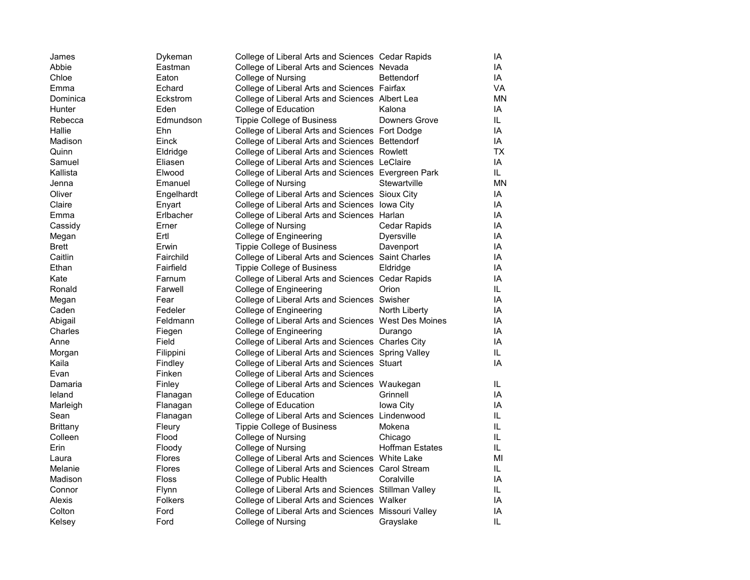| | | | | |
|---|---|---|---|---|
| James | Dykeman | College of Liberal Arts and Sciences | Cedar Rapids | IA |
| Abbie | Eastman | College of Liberal Arts and Sciences | Nevada | IA |
| Chloe | Eaton | College of Nursing | Bettendorf | IA |
| Emma | Echard | College of Liberal Arts and Sciences | Fairfax | VA |
| Dominica | Eckstrom | College of Liberal Arts and Sciences | Albert Lea | MN |
| Hunter | Eden | College of Education | Kalona | IA |
| Rebecca | Edmundson | Tippie College of Business | Downers Grove | IL |
| Hallie | Ehn | College of Liberal Arts and Sciences | Fort Dodge | IA |
| Madison | Einck | College of Liberal Arts and Sciences | Bettendorf | IA |
| Quinn | Eldridge | College of Liberal Arts and Sciences | Rowlett | TX |
| Samuel | Eliasen | College of Liberal Arts and Sciences | LeClaire | IA |
| Kallista | Elwood | College of Liberal Arts and Sciences | Evergreen Park | IL |
| Jenna | Emanuel | College of Nursing | Stewartville | MN |
| Oliver | Engelhardt | College of Liberal Arts and Sciences | Sioux City | IA |
| Claire | Enyart | College of Liberal Arts and Sciences | Iowa City | IA |
| Emma | Erlbacher | College of Liberal Arts and Sciences | Harlan | IA |
| Cassidy | Erner | College of Nursing | Cedar Rapids | IA |
| Megan | Ertl | College of Engineering | Dyersville | IA |
| Brett | Erwin | Tippie College of Business | Davenport | IA |
| Caitlin | Fairchild | College of Liberal Arts and Sciences | Saint Charles | IA |
| Ethan | Fairfield | Tippie College of Business | Eldridge | IA |
| Kate | Farnum | College of Liberal Arts and Sciences | Cedar Rapids | IA |
| Ronald | Farwell | College of Engineering | Orion | IL |
| Megan | Fear | College of Liberal Arts and Sciences | Swisher | IA |
| Caden | Fedeler | College of Engineering | North Liberty | IA |
| Abigail | Feldmann | College of Liberal Arts and Sciences | West Des Moines | IA |
| Charles | Fiegen | College of Engineering | Durango | IA |
| Anne | Field | College of Liberal Arts and Sciences | Charles City | IA |
| Morgan | Filippini | College of Liberal Arts and Sciences | Spring Valley | IL |
| Kaila | Findley | College of Liberal Arts and Sciences | Stuart | IA |
| Evan | Finken | College of Liberal Arts and Sciences | | |
| Damaria | Finley | College of Liberal Arts and Sciences | Waukegan | IL |
| Ieland | Flanagan | College of Education | Grinnell | IA |
| Marleigh | Flanagan | College of Education | Iowa City | IA |
| Sean | Flanagan | College of Liberal Arts and Sciences | Lindenwood | IL |
| Brittany | Fleury | Tippie College of Business | Mokena | IL |
| Colleen | Flood | College of Nursing | Chicago | IL |
| Erin | Floody | College of Nursing | Hoffman Estates | IL |
| Laura | Flores | College of Liberal Arts and Sciences | White Lake | MI |
| Melanie | Flores | College of Liberal Arts and Sciences | Carol Stream | IL |
| Madison | Floss | College of Public Health | Coralville | IA |
| Connor | Flynn | College of Liberal Arts and Sciences | Stillman Valley | IL |
| Alexis | Folkers | College of Liberal Arts and Sciences | Walker | IA |
| Colton | Ford | College of Liberal Arts and Sciences | Missouri Valley | IA |
| Kelsey | Ford | College of Nursing | Grayslake | IL |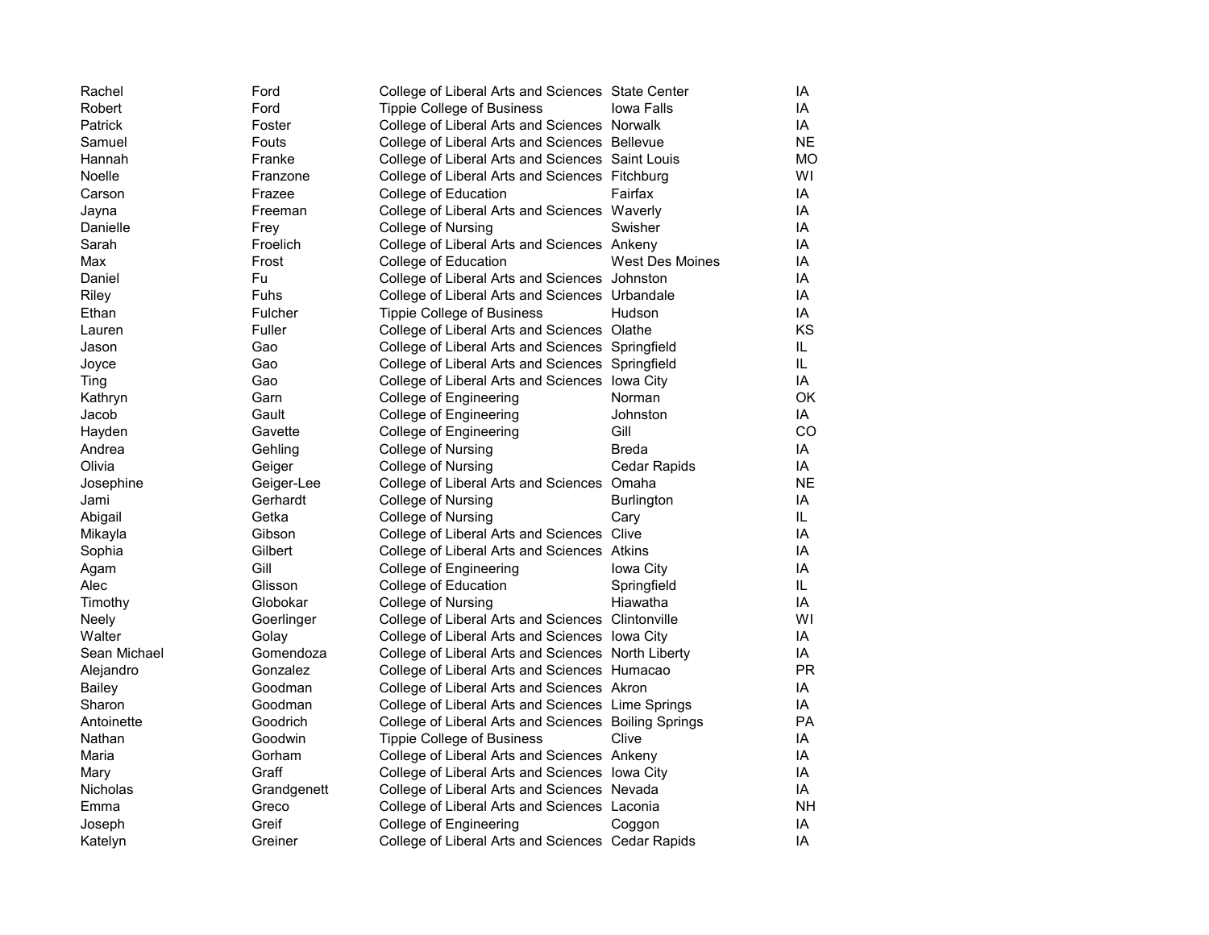| | | | | |
|---|---|---|---|---|
| Rachel | Ford | College of Liberal Arts and Sciences | State Center | IA |
| Robert | Ford | Tippie College of Business | Iowa Falls | IA |
| Patrick | Foster | College of Liberal Arts and Sciences | Norwalk | IA |
| Samuel | Fouts | College of Liberal Arts and Sciences | Bellevue | NE |
| Hannah | Franke | College of Liberal Arts and Sciences | Saint Louis | MO |
| Noelle | Franzone | College of Liberal Arts and Sciences | Fitchburg | WI |
| Carson | Frazee | College of Education | Fairfax | IA |
| Jayna | Freeman | College of Liberal Arts and Sciences | Waverly | IA |
| Danielle | Frey | College of Nursing | Swisher | IA |
| Sarah | Froelich | College of Liberal Arts and Sciences | Ankeny | IA |
| Max | Frost | College of Education | West Des Moines | IA |
| Daniel | Fu | College of Liberal Arts and Sciences | Johnston | IA |
| Riley | Fuhs | College of Liberal Arts and Sciences | Urbandale | IA |
| Ethan | Fulcher | Tippie College of Business | Hudson | IA |
| Lauren | Fuller | College of Liberal Arts and Sciences | Olathe | KS |
| Jason | Gao | College of Liberal Arts and Sciences | Springfield | IL |
| Joyce | Gao | College of Liberal Arts and Sciences | Springfield | IL |
| Ting | Gao | College of Liberal Arts and Sciences | Iowa City | IA |
| Kathryn | Garn | College of Engineering | Norman | OK |
| Jacob | Gault | College of Engineering | Johnston | IA |
| Hayden | Gavette | College of Engineering | Gill | CO |
| Andrea | Gehling | College of Nursing | Breda | IA |
| Olivia | Geiger | College of Nursing | Cedar Rapids | IA |
| Josephine | Geiger-Lee | College of Liberal Arts and Sciences | Omaha | NE |
| Jami | Gerhardt | College of Nursing | Burlington | IA |
| Abigail | Getka | College of Nursing | Cary | IL |
| Mikayla | Gibson | College of Liberal Arts and Sciences | Clive | IA |
| Sophia | Gilbert | College of Liberal Arts and Sciences | Atkins | IA |
| Agam | Gill | College of Engineering | Iowa City | IA |
| Alec | Glisson | College of Education | Springfield | IL |
| Timothy | Globokar | College of Nursing | Hiawatha | IA |
| Neely | Goerlinger | College of Liberal Arts and Sciences | Clintonville | WI |
| Walter | Golay | College of Liberal Arts and Sciences | Iowa City | IA |
| Sean Michael | Gomendoza | College of Liberal Arts and Sciences | North Liberty | IA |
| Alejandro | Gonzalez | College of Liberal Arts and Sciences | Humacao | PR |
| Bailey | Goodman | College of Liberal Arts and Sciences | Akron | IA |
| Sharon | Goodman | College of Liberal Arts and Sciences | Lime Springs | IA |
| Antoinette | Goodrich | College of Liberal Arts and Sciences | Boiling Springs | PA |
| Nathan | Goodwin | Tippie College of Business | Clive | IA |
| Maria | Gorham | College of Liberal Arts and Sciences | Ankeny | IA |
| Mary | Graff | College of Liberal Arts and Sciences | Iowa City | IA |
| Nicholas | Grandgenett | College of Liberal Arts and Sciences | Nevada | IA |
| Emma | Greco | College of Liberal Arts and Sciences | Laconia | NH |
| Joseph | Greif | College of Engineering | Coggon | IA |
| Katelyn | Greiner | College of Liberal Arts and Sciences | Cedar Rapids | IA |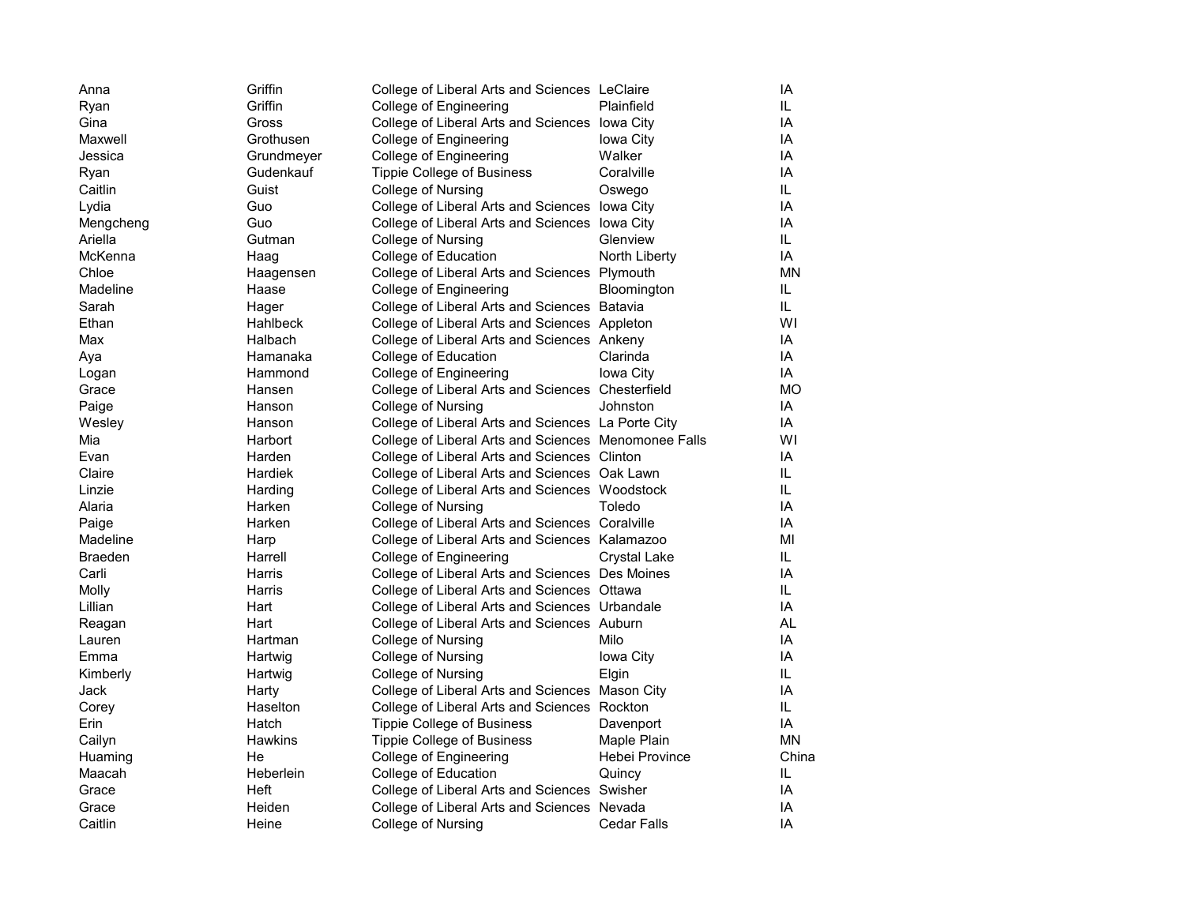| | | | | |
|---|---|---|---|---|
| Anna | Griffin | College of Liberal Arts and Sciences | LeClaire | IA |
| Ryan | Griffin | College of Engineering | Plainfield | IL |
| Gina | Gross | College of Liberal Arts and Sciences | Iowa City | IA |
| Maxwell | Grothusen | College of Engineering | Iowa City | IA |
| Jessica | Grundmeyer | College of Engineering | Walker | IA |
| Ryan | Gudenkauf | Tippie College of Business | Coralville | IA |
| Caitlin | Guist | College of Nursing | Oswego | IL |
| Lydia | Guo | College of Liberal Arts and Sciences | Iowa City | IA |
| Mengcheng | Guo | College of Liberal Arts and Sciences | Iowa City | IA |
| Ariella | Gutman | College of Nursing | Glenview | IL |
| McKenna | Haag | College of Education | North Liberty | IA |
| Chloe | Haagensen | College of Liberal Arts and Sciences | Plymouth | MN |
| Madeline | Haase | College of Engineering | Bloomington | IL |
| Sarah | Hager | College of Liberal Arts and Sciences | Batavia | IL |
| Ethan | Hahlbeck | College of Liberal Arts and Sciences | Appleton | WI |
| Max | Halbach | College of Liberal Arts and Sciences | Ankeny | IA |
| Aya | Hamanaka | College of Education | Clarinda | IA |
| Logan | Hammond | College of Engineering | Iowa City | IA |
| Grace | Hansen | College of Liberal Arts and Sciences | Chesterfield | MO |
| Paige | Hanson | College of Nursing | Johnston | IA |
| Wesley | Hanson | College of Liberal Arts and Sciences | La Porte City | IA |
| Mia | Harbort | College of Liberal Arts and Sciences | Menomonee Falls | WI |
| Evan | Harden | College of Liberal Arts and Sciences | Clinton | IA |
| Claire | Hardiek | College of Liberal Arts and Sciences | Oak Lawn | IL |
| Linzie | Harding | College of Liberal Arts and Sciences | Woodstock | IL |
| Alaria | Harken | College of Nursing | Toledo | IA |
| Paige | Harken | College of Liberal Arts and Sciences | Coralville | IA |
| Madeline | Harp | College of Liberal Arts and Sciences | Kalamazoo | MI |
| Braeden | Harrell | College of Engineering | Crystal Lake | IL |
| Carli | Harris | College of Liberal Arts and Sciences | Des Moines | IA |
| Molly | Harris | College of Liberal Arts and Sciences | Ottawa | IL |
| Lillian | Hart | College of Liberal Arts and Sciences | Urbandale | IA |
| Reagan | Hart | College of Liberal Arts and Sciences | Auburn | AL |
| Lauren | Hartman | College of Nursing | Milo | IA |
| Emma | Hartwig | College of Nursing | Iowa City | IA |
| Kimberly | Hartwig | College of Nursing | Elgin | IL |
| Jack | Harty | College of Liberal Arts and Sciences | Mason City | IA |
| Corey | Haselton | College of Liberal Arts and Sciences | Rockton | IL |
| Erin | Hatch | Tippie College of Business | Davenport | IA |
| Cailyn | Hawkins | Tippie College of Business | Maple Plain | MN |
| Huaming | He | College of Engineering | Hebei Province | China |
| Maacah | Heberlein | College of Education | Quincy | IL |
| Grace | Heft | College of Liberal Arts and Sciences | Swisher | IA |
| Grace | Heiden | College of Liberal Arts and Sciences | Nevada | IA |
| Caitlin | Heine | College of Nursing | Cedar Falls | IA |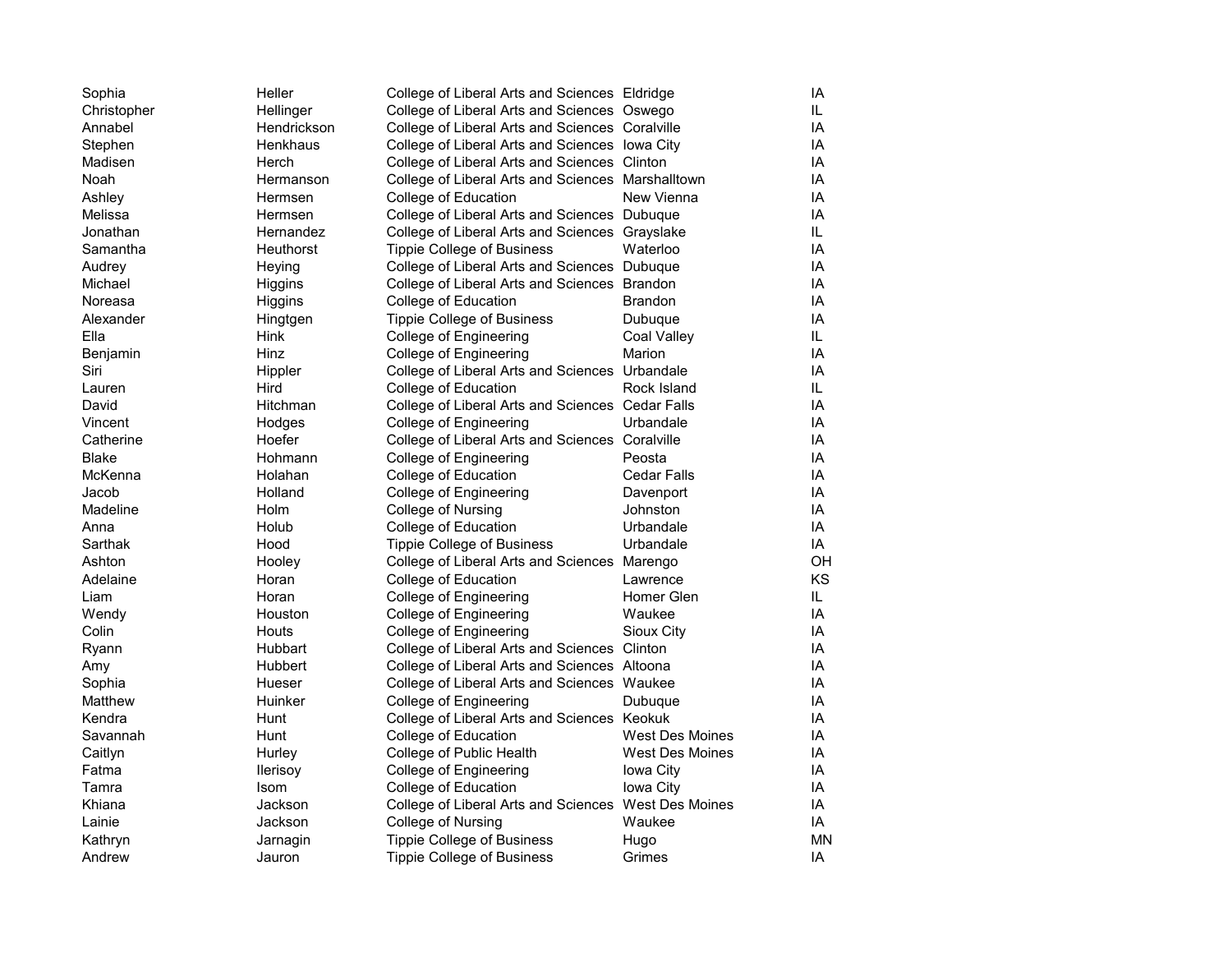| | | | | |
|---|---|---|---|---|
| Sophia | Heller | College of Liberal Arts and Sciences | Eldridge | IA |
| Christopher | Hellinger | College of Liberal Arts and Sciences | Oswego | IL |
| Annabel | Hendrickson | College of Liberal Arts and Sciences | Coralville | IA |
| Stephen | Henkhaus | College of Liberal Arts and Sciences | Iowa City | IA |
| Madisen | Herch | College of Liberal Arts and Sciences | Clinton | IA |
| Noah | Hermanson | College of Liberal Arts and Sciences | Marshalltown | IA |
| Ashley | Hermsen | College of Education | New Vienna | IA |
| Melissa | Hermsen | College of Liberal Arts and Sciences | Dubuque | IA |
| Jonathan | Hernandez | College of Liberal Arts and Sciences | Grayslake | IL |
| Samantha | Heuthorst | Tippie College of Business | Waterloo | IA |
| Audrey | Heying | College of Liberal Arts and Sciences | Dubuque | IA |
| Michael | Higgins | College of Liberal Arts and Sciences | Brandon | IA |
| Noreasa | Higgins | College of Education | Brandon | IA |
| Alexander | Hingtgen | Tippie College of Business | Dubuque | IA |
| Ella | Hink | College of Engineering | Coal Valley | IL |
| Benjamin | Hinz | College of Engineering | Marion | IA |
| Siri | Hippler | College of Liberal Arts and Sciences | Urbandale | IA |
| Lauren | Hird | College of Education | Rock Island | IL |
| David | Hitchman | College of Liberal Arts and Sciences | Cedar Falls | IA |
| Vincent | Hodges | College of Engineering | Urbandale | IA |
| Catherine | Hoefer | College of Liberal Arts and Sciences | Coralville | IA |
| Blake | Hohmann | College of Engineering | Peosta | IA |
| McKenna | Holahan | College of Education | Cedar Falls | IA |
| Jacob | Holland | College of Engineering | Davenport | IA |
| Madeline | Holm | College of Nursing | Johnston | IA |
| Anna | Holub | College of Education | Urbandale | IA |
| Sarthak | Hood | Tippie College of Business | Urbandale | IA |
| Ashton | Hooley | College of Liberal Arts and Sciences | Marengo | OH |
| Adelaine | Horan | College of Education | Lawrence | KS |
| Liam | Horan | College of Engineering | Homer Glen | IL |
| Wendy | Houston | College of Engineering | Waukee | IA |
| Colin | Houts | College of Engineering | Sioux City | IA |
| Ryann | Hubbart | College of Liberal Arts and Sciences | Clinton | IA |
| Amy | Hubbert | College of Liberal Arts and Sciences | Altoona | IA |
| Sophia | Hueser | College of Liberal Arts and Sciences | Waukee | IA |
| Matthew | Huinker | College of Engineering | Dubuque | IA |
| Kendra | Hunt | College of Liberal Arts and Sciences | Keokuk | IA |
| Savannah | Hunt | College of Education | West Des Moines | IA |
| Caitlyn | Hurley | College of Public Health | West Des Moines | IA |
| Fatma | Ilerisoy | College of Engineering | Iowa City | IA |
| Tamra | Isom | College of Education | Iowa City | IA |
| Khiana | Jackson | College of Liberal Arts and Sciences | West Des Moines | IA |
| Lainie | Jackson | College of Nursing | Waukee | IA |
| Kathryn | Jarnagin | Tippie College of Business | Hugo | MN |
| Andrew | Jauron | Tippie College of Business | Grimes | IA |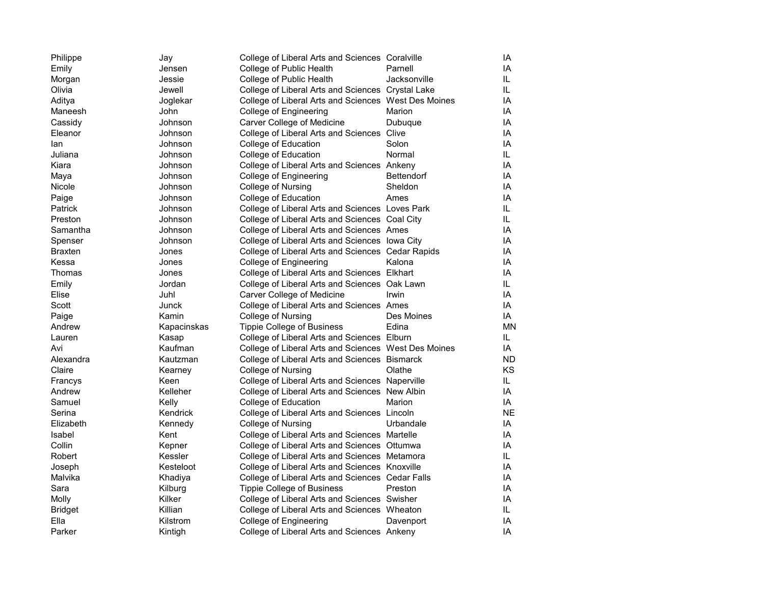| | | | | |
|---|---|---|---|---|
| Philippe | Jay | College of Liberal Arts and Sciences | Coralville | IA |
| Emily | Jensen | College of Public Health | Parnell | IA |
| Morgan | Jessie | College of Public Health | Jacksonville | IL |
| Olivia | Jewell | College of Liberal Arts and Sciences | Crystal Lake | IL |
| Aditya | Joglekar | College of Liberal Arts and Sciences | West Des Moines | IA |
| Maneesh | John | College of Engineering | Marion | IA |
| Cassidy | Johnson | Carver College of Medicine | Dubuque | IA |
| Eleanor | Johnson | College of Liberal Arts and Sciences | Clive | IA |
| Ian | Johnson | College of Education | Solon | IA |
| Juliana | Johnson | College of Education | Normal | IL |
| Kiara | Johnson | College of Liberal Arts and Sciences | Ankeny | IA |
| Maya | Johnson | College of Engineering | Bettendorf | IA |
| Nicole | Johnson | College of Nursing | Sheldon | IA |
| Paige | Johnson | College of Education | Ames | IA |
| Patrick | Johnson | College of Liberal Arts and Sciences | Loves Park | IL |
| Preston | Johnson | College of Liberal Arts and Sciences | Coal City | IL |
| Samantha | Johnson | College of Liberal Arts and Sciences | Ames | IA |
| Spenser | Johnson | College of Liberal Arts and Sciences | Iowa City | IA |
| Braxten | Jones | College of Liberal Arts and Sciences | Cedar Rapids | IA |
| Kessa | Jones | College of Engineering | Kalona | IA |
| Thomas | Jones | College of Liberal Arts and Sciences | Elkhart | IA |
| Emily | Jordan | College of Liberal Arts and Sciences | Oak Lawn | IL |
| Elise | Juhl | Carver College of Medicine | Irwin | IA |
| Scott | Junck | College of Liberal Arts and Sciences | Ames | IA |
| Paige | Kamin | College of Nursing | Des Moines | IA |
| Andrew | Kapacinskas | Tippie College of Business | Edina | MN |
| Lauren | Kasap | College of Liberal Arts and Sciences | Elburn | IL |
| Avi | Kaufman | College of Liberal Arts and Sciences | West Des Moines | IA |
| Alexandra | Kautzman | College of Liberal Arts and Sciences | Bismarck | ND |
| Claire | Kearney | College of Nursing | Olathe | KS |
| Francys | Keen | College of Liberal Arts and Sciences | Naperville | IL |
| Andrew | Kelleher | College of Liberal Arts and Sciences | New Albin | IA |
| Samuel | Kelly | College of Education | Marion | IA |
| Serina | Kendrick | College of Liberal Arts and Sciences | Lincoln | NE |
| Elizabeth | Kennedy | College of Nursing | Urbandale | IA |
| Isabel | Kent | College of Liberal Arts and Sciences | Martelle | IA |
| Collin | Kepner | College of Liberal Arts and Sciences | Ottumwa | IA |
| Robert | Kessler | College of Liberal Arts and Sciences | Metamora | IL |
| Joseph | Kesteloot | College of Liberal Arts and Sciences | Knoxville | IA |
| Malvika | Khadiya | College of Liberal Arts and Sciences | Cedar Falls | IA |
| Sara | Kilburg | Tippie College of Business | Preston | IA |
| Molly | Kilker | College of Liberal Arts and Sciences | Swisher | IA |
| Bridget | Killian | College of Liberal Arts and Sciences | Wheaton | IL |
| Ella | Kilstrom | College of Engineering | Davenport | IA |
| Parker | Kintigh | College of Liberal Arts and Sciences | Ankeny | IA |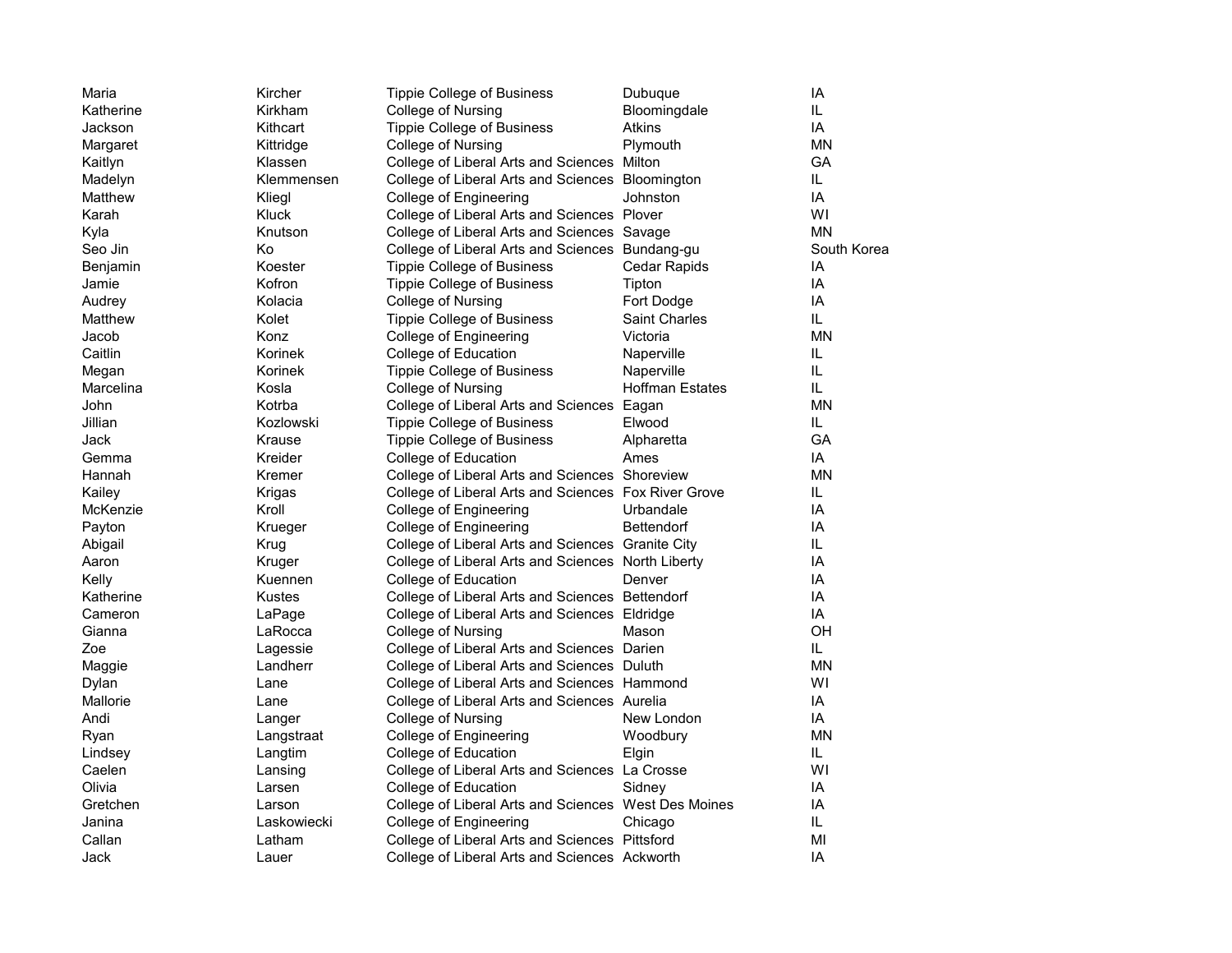| | | | | |
|---|---|---|---|---|
| Maria | Kircher | Tippie College of Business | Dubuque | IA |
| Katherine | Kirkham | College of Nursing | Bloomingdale | IL |
| Jackson | Kithcart | Tippie College of Business | Atkins | IA |
| Margaret | Kittridge | College of Nursing | Plymouth | MN |
| Kaitlyn | Klassen | College of Liberal Arts and Sciences | Milton | GA |
| Madelyn | Klemmensen | College of Liberal Arts and Sciences | Bloomington | IL |
| Matthew | Kliegl | College of Engineering | Johnston | IA |
| Karah | Kluck | College of Liberal Arts and Sciences | Plover | WI |
| Kyla | Knutson | College of Liberal Arts and Sciences | Savage | MN |
| Seo Jin | Ko | College of Liberal Arts and Sciences | Bundang-gu | South Korea |
| Benjamin | Koester | Tippie College of Business | Cedar Rapids | IA |
| Jamie | Kofron | Tippie College of Business | Tipton | IA |
| Audrey | Kolacia | College of Nursing | Fort Dodge | IA |
| Matthew | Kolet | Tippie College of Business | Saint Charles | IL |
| Jacob | Konz | College of Engineering | Victoria | MN |
| Caitlin | Korinek | College of Education | Naperville | IL |
| Megan | Korinek | Tippie College of Business | Naperville | IL |
| Marcelina | Kosla | College of Nursing | Hoffman Estates | IL |
| John | Kotrba | College of Liberal Arts and Sciences | Eagan | MN |
| Jillian | Kozlowski | Tippie College of Business | Elwood | IL |
| Jack | Krause | Tippie College of Business | Alpharetta | GA |
| Gemma | Kreider | College of Education | Ames | IA |
| Hannah | Kremer | College of Liberal Arts and Sciences | Shoreview | MN |
| Kailey | Krigas | College of Liberal Arts and Sciences | Fox River Grove | IL |
| McKenzie | Kroll | College of Engineering | Urbandale | IA |
| Payton | Krueger | College of Engineering | Bettendorf | IA |
| Abigail | Krug | College of Liberal Arts and Sciences | Granite City | IL |
| Aaron | Kruger | College of Liberal Arts and Sciences | North Liberty | IA |
| Kelly | Kuennen | College of Education | Denver | IA |
| Katherine | Kustes | College of Liberal Arts and Sciences | Bettendorf | IA |
| Cameron | LaPage | College of Liberal Arts and Sciences | Eldridge | IA |
| Gianna | LaRocca | College of Nursing | Mason | OH |
| Zoe | Lagessie | College of Liberal Arts and Sciences | Darien | IL |
| Maggie | Landherr | College of Liberal Arts and Sciences | Duluth | MN |
| Dylan | Lane | College of Liberal Arts and Sciences | Hammond | WI |
| Mallorie | Lane | College of Liberal Arts and Sciences | Aurelia | IA |
| Andi | Langer | College of Nursing | New London | IA |
| Ryan | Langstraat | College of Engineering | Woodbury | MN |
| Lindsey | Langtim | College of Education | Elgin | IL |
| Caelen | Lansing | College of Liberal Arts and Sciences | La Crosse | WI |
| Olivia | Larsen | College of Education | Sidney | IA |
| Gretchen | Larson | College of Liberal Arts and Sciences | West Des Moines | IA |
| Janina | Laskowiecki | College of Engineering | Chicago | IL |
| Callan | Latham | College of Liberal Arts and Sciences | Pittsford | MI |
| Jack | Lauer | College of Liberal Arts and Sciences | Ackworth | IA |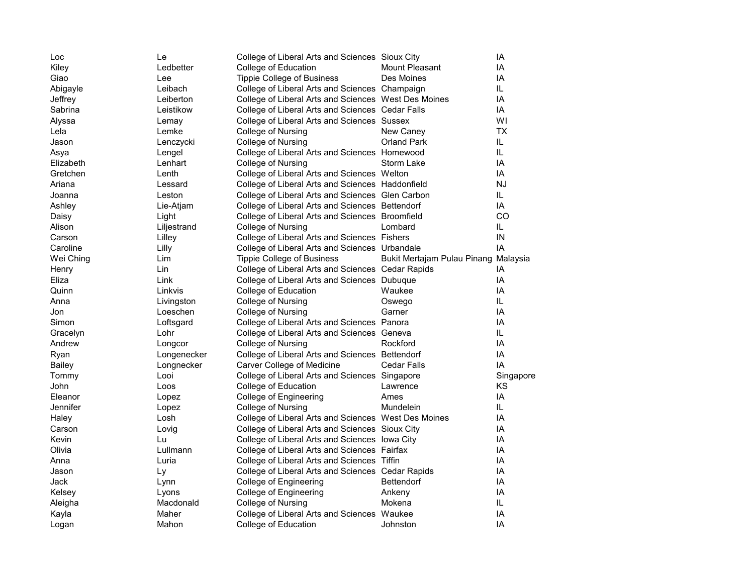| | | | | |
|---|---|---|---|---|
| Loc | Le | College of Liberal Arts and Sciences | Sioux City | IA |
| Kiley | Ledbetter | College of Education | Mount Pleasant | IA |
| Giao | Lee | Tippie College of Business | Des Moines | IA |
| Abigayle | Leibach | College of Liberal Arts and Sciences | Champaign | IL |
| Jeffrey | Leiberton | College of Liberal Arts and Sciences | West Des Moines | IA |
| Sabrina | Leistikow | College of Liberal Arts and Sciences | Cedar Falls | IA |
| Alyssa | Lemay | College of Liberal Arts and Sciences | Sussex | WI |
| Lela | Lemke | College of Nursing | New Caney | TX |
| Jason | Lenczycki | College of Nursing | Orland Park | IL |
| Asya | Lengel | College of Liberal Arts and Sciences | Homewood | IL |
| Elizabeth | Lenhart | College of Nursing | Storm Lake | IA |
| Gretchen | Lenth | College of Liberal Arts and Sciences | Welton | IA |
| Ariana | Lessard | College of Liberal Arts and Sciences | Haddonfield | NJ |
| Joanna | Leston | College of Liberal Arts and Sciences | Glen Carbon | IL |
| Ashley | Lie-Atjam | College of Liberal Arts and Sciences | Bettendorf | IA |
| Daisy | Light | College of Liberal Arts and Sciences | Broomfield | CO |
| Alison | Liljestrand | College of Nursing | Lombard | IL |
| Carson | Lilley | College of Liberal Arts and Sciences | Fishers | IN |
| Caroline | Lilly | College of Liberal Arts and Sciences | Urbandale | IA |
| Wei Ching | Lim | Tippie College of Business | Bukit Mertajam Pulau Pinang | Malaysia |
| Henry | Lin | College of Liberal Arts and Sciences | Cedar Rapids | IA |
| Eliza | Link | College of Liberal Arts and Sciences | Dubuque | IA |
| Quinn | Linkvis | College of Education | Waukee | IA |
| Anna | Livingston | College of Nursing | Oswego | IL |
| Jon | Loeschen | College of Nursing | Garner | IA |
| Simon | Loftsgard | College of Liberal Arts and Sciences | Panora | IA |
| Gracelyn | Lohr | College of Liberal Arts and Sciences | Geneva | IL |
| Andrew | Longcor | College of Nursing | Rockford | IA |
| Ryan | Longenecker | College of Liberal Arts and Sciences | Bettendorf | IA |
| Bailey | Longnecker | Carver College of Medicine | Cedar Falls | IA |
| Tommy | Looi | College of Liberal Arts and Sciences | Singapore | Singapore |
| John | Loos | College of Education | Lawrence | KS |
| Eleanor | Lopez | College of Engineering | Ames | IA |
| Jennifer | Lopez | College of Nursing | Mundelein | IL |
| Haley | Losh | College of Liberal Arts and Sciences | West Des Moines | IA |
| Carson | Lovig | College of Liberal Arts and Sciences | Sioux City | IA |
| Kevin | Lu | College of Liberal Arts and Sciences | Iowa City | IA |
| Olivia | Lullmann | College of Liberal Arts and Sciences | Fairfax | IA |
| Anna | Luria | College of Liberal Arts and Sciences | Tiffin | IA |
| Jason | Ly | College of Liberal Arts and Sciences | Cedar Rapids | IA |
| Jack | Lynn | College of Engineering | Bettendorf | IA |
| Kelsey | Lyons | College of Engineering | Ankeny | IA |
| Aleigha | Macdonald | College of Nursing | Mokena | IL |
| Kayla | Maher | College of Liberal Arts and Sciences | Waukee | IA |
| Logan | Mahon | College of Education | Johnston | IA |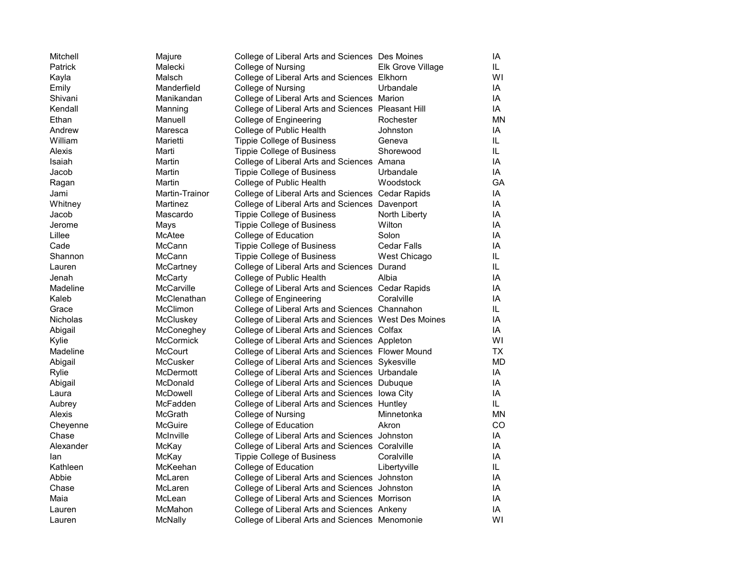| | | | | |
|---|---|---|---|---|
| Mitchell | Majure | College of Liberal Arts and Sciences | Des Moines | IA |
| Patrick | Malecki | College of Nursing | Elk Grove Village | IL |
| Kayla | Malsch | College of Liberal Arts and Sciences | Elkhorn | WI |
| Emily | Manderfield | College of Nursing | Urbandale | IA |
| Shivani | Manikandan | College of Liberal Arts and Sciences | Marion | IA |
| Kendall | Manning | College of Liberal Arts and Sciences | Pleasant Hill | IA |
| Ethan | Manuell | College of Engineering | Rochester | MN |
| Andrew | Maresca | College of Public Health | Johnston | IA |
| William | Marietti | Tippie College of Business | Geneva | IL |
| Alexis | Marti | Tippie College of Business | Shorewood | IL |
| Isaiah | Martin | College of Liberal Arts and Sciences | Amana | IA |
| Jacob | Martin | Tippie College of Business | Urbandale | IA |
| Ragan | Martin | College of Public Health | Woodstock | GA |
| Jami | Martin-Trainor | College of Liberal Arts and Sciences | Cedar Rapids | IA |
| Whitney | Martinez | College of Liberal Arts and Sciences | Davenport | IA |
| Jacob | Mascardo | Tippie College of Business | North Liberty | IA |
| Jerome | Mays | Tippie College of Business | Wilton | IA |
| Lillee | McAtee | College of Education | Solon | IA |
| Cade | McCann | Tippie College of Business | Cedar Falls | IA |
| Shannon | McCann | Tippie College of Business | West Chicago | IL |
| Lauren | McCartney | College of Liberal Arts and Sciences | Durand | IL |
| Jenah | McCarty | College of Public Health | Albia | IA |
| Madeline | McCarville | College of Liberal Arts and Sciences | Cedar Rapids | IA |
| Kaleb | McClenathan | College of Engineering | Coralville | IA |
| Grace | McClimon | College of Liberal Arts and Sciences | Channahon | IL |
| Nicholas | McCluskey | College of Liberal Arts and Sciences | West Des Moines | IA |
| Abigail | McConeghey | College of Liberal Arts and Sciences | Colfax | IA |
| Kylie | McCormick | College of Liberal Arts and Sciences | Appleton | WI |
| Madeline | McCourt | College of Liberal Arts and Sciences | Flower Mound | TX |
| Abigail | McCusker | College of Liberal Arts and Sciences | Sykesville | MD |
| Rylie | McDermott | College of Liberal Arts and Sciences | Urbandale | IA |
| Abigail | McDonald | College of Liberal Arts and Sciences | Dubuque | IA |
| Laura | McDowell | College of Liberal Arts and Sciences | Iowa City | IA |
| Aubrey | McFadden | College of Liberal Arts and Sciences | Huntley | IL |
| Alexis | McGrath | College of Nursing | Minnetonka | MN |
| Cheyenne | McGuire | College of Education | Akron | CO |
| Chase | McInville | College of Liberal Arts and Sciences | Johnston | IA |
| Alexander | McKay | College of Liberal Arts and Sciences | Coralville | IA |
| Ian | McKay | Tippie College of Business | Coralville | IA |
| Kathleen | McKeehan | College of Education | Libertyville | IL |
| Abbie | McLaren | College of Liberal Arts and Sciences | Johnston | IA |
| Chase | McLaren | College of Liberal Arts and Sciences | Johnston | IA |
| Maia | McLean | College of Liberal Arts and Sciences | Morrison | IA |
| Lauren | McMahon | College of Liberal Arts and Sciences | Ankeny | IA |
| Lauren | McNally | College of Liberal Arts and Sciences | Menomonie | WI |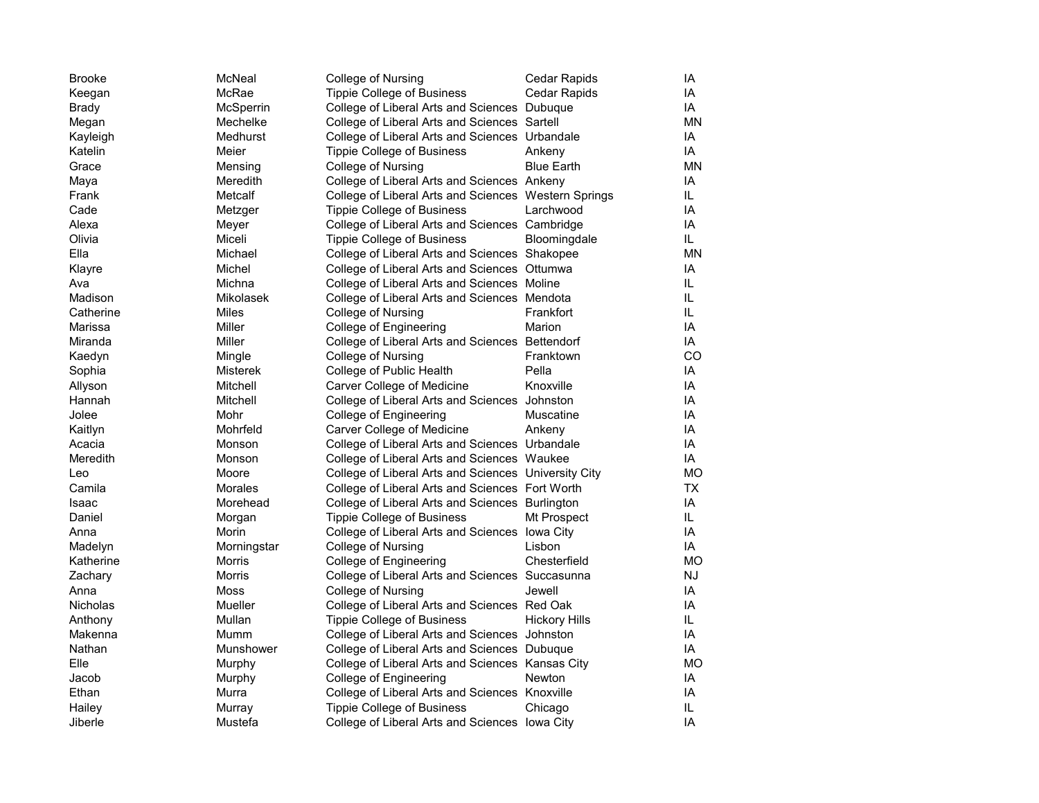| | | | | |
|---|---|---|---|---|
| Brooke | McNeal | College of Nursing | Cedar Rapids | IA |
| Keegan | McRae | Tippie College of Business | Cedar Rapids | IA |
| Brady | McSperrin | College of Liberal Arts and Sciences | Dubuque | IA |
| Megan | Mechelke | College of Liberal Arts and Sciences | Sartell | MN |
| Kayleigh | Medhurst | College of Liberal Arts and Sciences | Urbandale | IA |
| Katelin | Meier | Tippie College of Business | Ankeny | IA |
| Grace | Mensing | College of Nursing | Blue Earth | MN |
| Maya | Meredith | College of Liberal Arts and Sciences | Ankeny | IA |
| Frank | Metcalf | College of Liberal Arts and Sciences | Western Springs | IL |
| Cade | Metzger | Tippie College of Business | Larchwood | IA |
| Alexa | Meyer | College of Liberal Arts and Sciences | Cambridge | IA |
| Olivia | Miceli | Tippie College of Business | Bloomingdale | IL |
| Ella | Michael | College of Liberal Arts and Sciences | Shakopee | MN |
| Klayre | Michel | College of Liberal Arts and Sciences | Ottumwa | IA |
| Ava | Michna | College of Liberal Arts and Sciences | Moline | IL |
| Madison | Mikolasek | College of Liberal Arts and Sciences | Mendota | IL |
| Catherine | Miles | College of Nursing | Frankfort | IL |
| Marissa | Miller | College of Engineering | Marion | IA |
| Miranda | Miller | College of Liberal Arts and Sciences | Bettendorf | IA |
| Kaedyn | Mingle | College of Nursing | Franktown | CO |
| Sophia | Misterek | College of Public Health | Pella | IA |
| Allyson | Mitchell | Carver College of Medicine | Knoxville | IA |
| Hannah | Mitchell | College of Liberal Arts and Sciences | Johnston | IA |
| Jolee | Mohr | College of Engineering | Muscatine | IA |
| Kaitlyn | Mohrfeld | Carver College of Medicine | Ankeny | IA |
| Acacia | Monson | College of Liberal Arts and Sciences | Urbandale | IA |
| Meredith | Monson | College of Liberal Arts and Sciences | Waukee | IA |
| Leo | Moore | College of Liberal Arts and Sciences | University City | MO |
| Camila | Morales | College of Liberal Arts and Sciences | Fort Worth | TX |
| Isaac | Morehead | College of Liberal Arts and Sciences | Burlington | IA |
| Daniel | Morgan | Tippie College of Business | Mt Prospect | IL |
| Anna | Morin | College of Liberal Arts and Sciences | Iowa City | IA |
| Madelyn | Morningstar | College of Nursing | Lisbon | IA |
| Katherine | Morris | College of Engineering | Chesterfield | MO |
| Zachary | Morris | College of Liberal Arts and Sciences | Succasunna | NJ |
| Anna | Moss | College of Nursing | Jewell | IA |
| Nicholas | Mueller | College of Liberal Arts and Sciences | Red Oak | IA |
| Anthony | Mullan | Tippie College of Business | Hickory Hills | IL |
| Makenna | Mumm | College of Liberal Arts and Sciences | Johnston | IA |
| Nathan | Munshower | College of Liberal Arts and Sciences | Dubuque | IA |
| Elle | Murphy | College of Liberal Arts and Sciences | Kansas City | MO |
| Jacob | Murphy | College of Engineering | Newton | IA |
| Ethan | Murra | College of Liberal Arts and Sciences | Knoxville | IA |
| Hailey | Murray | Tippie College of Business | Chicago | IL |
| Jiberle | Mustefa | College of Liberal Arts and Sciences | Iowa City | IA |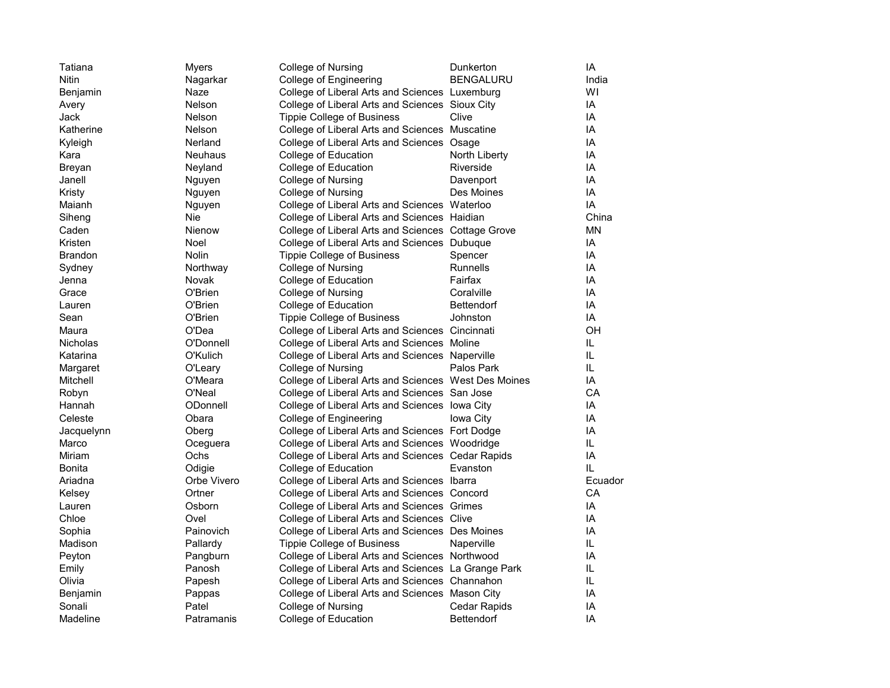| | | | | |
|---|---|---|---|---|
| Tatiana | Myers | College of Nursing | Dunkerton | IA |
| Nitin | Nagarkar | College of Engineering | BENGALURU | India |
| Benjamin | Naze | College of Liberal Arts and Sciences | Luxemburg | WI |
| Avery | Nelson | College of Liberal Arts and Sciences | Sioux City | IA |
| Jack | Nelson | Tippie College of Business | Clive | IA |
| Katherine | Nelson | College of Liberal Arts and Sciences | Muscatine | IA |
| Kyleigh | Nerland | College of Liberal Arts and Sciences | Osage | IA |
| Kara | Neuhaus | College of Education | North Liberty | IA |
| Breyan | Neyland | College of Education | Riverside | IA |
| Janell | Nguyen | College of Nursing | Davenport | IA |
| Kristy | Nguyen | College of Nursing | Des Moines | IA |
| Maianh | Nguyen | College of Liberal Arts and Sciences | Waterloo | IA |
| Siheng | Nie | College of Liberal Arts and Sciences | Haidian | China |
| Caden | Nienow | College of Liberal Arts and Sciences | Cottage Grove | MN |
| Kristen | Noel | College of Liberal Arts and Sciences | Dubuque | IA |
| Brandon | Nolin | Tippie College of Business | Spencer | IA |
| Sydney | Northway | College of Nursing | Runnells | IA |
| Jenna | Novak | College of Education | Fairfax | IA |
| Grace | O'Brien | College of Nursing | Coralville | IA |
| Lauren | O'Brien | College of Education | Bettendorf | IA |
| Sean | O'Brien | Tippie College of Business | Johnston | IA |
| Maura | O'Dea | College of Liberal Arts and Sciences | Cincinnati | OH |
| Nicholas | O'Donnell | College of Liberal Arts and Sciences | Moline | IL |
| Katarina | O'Kulich | College of Liberal Arts and Sciences | Naperville | IL |
| Margaret | O'Leary | College of Nursing | Palos Park | IL |
| Mitchell | O'Meara | College of Liberal Arts and Sciences | West Des Moines | IA |
| Robyn | O'Neal | College of Liberal Arts and Sciences | San Jose | CA |
| Hannah | ODonnell | College of Liberal Arts and Sciences | Iowa City | IA |
| Celeste | Obara | College of Engineering | Iowa City | IA |
| Jacquelynn | Oberg | College of Liberal Arts and Sciences | Fort Dodge | IA |
| Marco | Oceguera | College of Liberal Arts and Sciences | Woodridge | IL |
| Miriam | Ochs | College of Liberal Arts and Sciences | Cedar Rapids | IA |
| Bonita | Odigie | College of Education | Evanston | IL |
| Ariadna | Orbe Vivero | College of Liberal Arts and Sciences | Ibarra | Ecuador |
| Kelsey | Ortner | College of Liberal Arts and Sciences | Concord | CA |
| Lauren | Osborn | College of Liberal Arts and Sciences | Grimes | IA |
| Chloe | Ovel | College of Liberal Arts and Sciences | Clive | IA |
| Sophia | Painovich | College of Liberal Arts and Sciences | Des Moines | IA |
| Madison | Pallardy | Tippie College of Business | Naperville | IL |
| Peyton | Pangburn | College of Liberal Arts and Sciences | Northwood | IA |
| Emily | Panosh | College of Liberal Arts and Sciences | La Grange Park | IL |
| Olivia | Papesh | College of Liberal Arts and Sciences | Channahon | IL |
| Benjamin | Pappas | College of Liberal Arts and Sciences | Mason City | IA |
| Sonali | Patel | College of Nursing | Cedar Rapids | IA |
| Madeline | Patramanis | College of Education | Bettendorf | IA |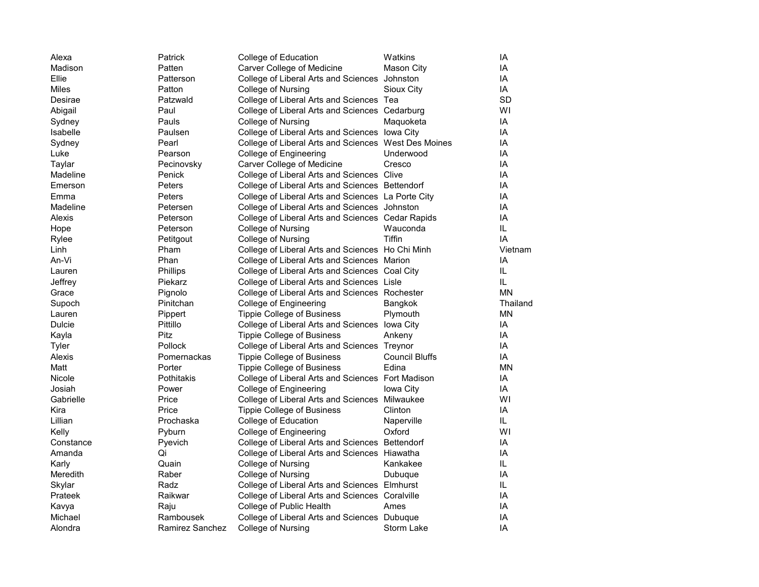| | | | | |
|---|---|---|---|---|
| Alexa | Patrick | College of Education | Watkins | IA |
| Madison | Patten | Carver College of Medicine | Mason City | IA |
| Ellie | Patterson | College of Liberal Arts and Sciences | Johnston | IA |
| Miles | Patton | College of Nursing | Sioux City | IA |
| Desirae | Patzwald | College of Liberal Arts and Sciences | Tea | SD |
| Abigail | Paul | College of Liberal Arts and Sciences | Cedarburg | WI |
| Sydney | Pauls | College of Nursing | Maquoketa | IA |
| Isabelle | Paulsen | College of Liberal Arts and Sciences | Iowa City | IA |
| Sydney | Pearl | College of Liberal Arts and Sciences | West Des Moines | IA |
| Luke | Pearson | College of Engineering | Underwood | IA |
| Taylar | Pecinovsky | Carver College of Medicine | Cresco | IA |
| Madeline | Penick | College of Liberal Arts and Sciences | Clive | IA |
| Emerson | Peters | College of Liberal Arts and Sciences | Bettendorf | IA |
| Emma | Peters | College of Liberal Arts and Sciences | La Porte City | IA |
| Madeline | Petersen | College of Liberal Arts and Sciences | Johnston | IA |
| Alexis | Peterson | College of Liberal Arts and Sciences | Cedar Rapids | IA |
| Hope | Peterson | College of Nursing | Wauconda | IL |
| Rylee | Petitgout | College of Nursing | Tiffin | IA |
| Linh | Pham | College of Liberal Arts and Sciences | Ho Chi Minh | Vietnam |
| An-Vi | Phan | College of Liberal Arts and Sciences | Marion | IA |
| Lauren | Phillips | College of Liberal Arts and Sciences | Coal City | IL |
| Jeffrey | Piekarz | College of Liberal Arts and Sciences | Lisle | IL |
| Grace | Pignolo | College of Liberal Arts and Sciences | Rochester | MN |
| Supoch | Pinitchan | College of Engineering | Bangkok | Thailand |
| Lauren | Pippert | Tippie College of Business | Plymouth | MN |
| Dulcie | Pittillo | College of Liberal Arts and Sciences | Iowa City | IA |
| Kayla | Pitz | Tippie College of Business | Ankeny | IA |
| Tyler | Pollock | College of Liberal Arts and Sciences | Treynor | IA |
| Alexis | Pomernackas | Tippie College of Business | Council Bluffs | IA |
| Matt | Porter | Tippie College of Business | Edina | MN |
| Nicole | Pothitakis | College of Liberal Arts and Sciences | Fort Madison | IA |
| Josiah | Power | College of Engineering | Iowa City | IA |
| Gabrielle | Price | College of Liberal Arts and Sciences | Milwaukee | WI |
| Kira | Price | Tippie College of Business | Clinton | IA |
| Lillian | Prochaska | College of Education | Naperville | IL |
| Kelly | Pyburn | College of Engineering | Oxford | WI |
| Constance | Pyevich | College of Liberal Arts and Sciences | Bettendorf | IA |
| Amanda | Qi | College of Liberal Arts and Sciences | Hiawatha | IA |
| Karly | Quain | College of Nursing | Kankakee | IL |
| Meredith | Raber | College of Nursing | Dubuque | IA |
| Skylar | Radz | College of Liberal Arts and Sciences | Elmhurst | IL |
| Prateek | Raikwar | College of Liberal Arts and Sciences | Coralville | IA |
| Kavya | Raju | College of Public Health | Ames | IA |
| Michael | Rambousek | College of Liberal Arts and Sciences | Dubuque | IA |
| Alondra | Ramirez Sanchez | College of Nursing | Storm Lake | IA |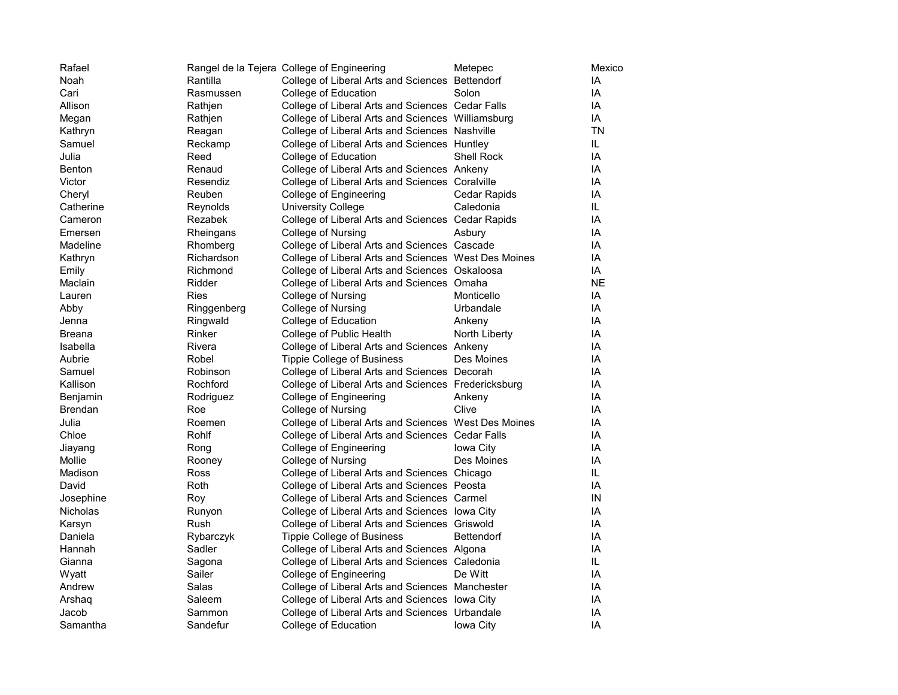| | | | | |
|---|---|---|---|---|
| Rafael | Rangel de la Tejera | College of Engineering | Metepec | Mexico |
| Noah | Rantilla | College of Liberal Arts and Sciences | Bettendorf | IA |
| Cari | Rasmussen | College of Education | Solon | IA |
| Allison | Rathjen | College of Liberal Arts and Sciences | Cedar Falls | IA |
| Megan | Rathjen | College of Liberal Arts and Sciences | Williamsburg | IA |
| Kathryn | Reagan | College of Liberal Arts and Sciences | Nashville | TN |
| Samuel | Reckamp | College of Liberal Arts and Sciences | Huntley | IL |
| Julia | Reed | College of Education | Shell Rock | IA |
| Benton | Renaud | College of Liberal Arts and Sciences | Ankeny | IA |
| Victor | Resendiz | College of Liberal Arts and Sciences | Coralville | IA |
| Cheryl | Reuben | College of Engineering | Cedar Rapids | IA |
| Catherine | Reynolds | University College | Caledonia | IL |
| Cameron | Rezabek | College of Liberal Arts and Sciences | Cedar Rapids | IA |
| Emersen | Rheingans | College of Nursing | Asbury | IA |
| Madeline | Rhomberg | College of Liberal Arts and Sciences | Cascade | IA |
| Kathryn | Richardson | College of Liberal Arts and Sciences | West Des Moines | IA |
| Emily | Richmond | College of Liberal Arts and Sciences | Oskaloosa | IA |
| Maclain | Ridder | College of Liberal Arts and Sciences | Omaha | NE |
| Lauren | Ries | College of Nursing | Monticello | IA |
| Abby | Ringgenberg | College of Nursing | Urbandale | IA |
| Jenna | Ringwald | College of Education | Ankeny | IA |
| Breana | Rinker | College of Public Health | North Liberty | IA |
| Isabella | Rivera | College of Liberal Arts and Sciences | Ankeny | IA |
| Aubrie | Robel | Tippie College of Business | Des Moines | IA |
| Samuel | Robinson | College of Liberal Arts and Sciences | Decorah | IA |
| Kallison | Rochford | College of Liberal Arts and Sciences | Fredericksburg | IA |
| Benjamin | Rodriguez | College of Engineering | Ankeny | IA |
| Brendan | Roe | College of Nursing | Clive | IA |
| Julia | Roemen | College of Liberal Arts and Sciences | West Des Moines | IA |
| Chloe | Rohlf | College of Liberal Arts and Sciences | Cedar Falls | IA |
| Jiayang | Rong | College of Engineering | Iowa City | IA |
| Mollie | Rooney | College of Nursing | Des Moines | IA |
| Madison | Ross | College of Liberal Arts and Sciences | Chicago | IL |
| David | Roth | College of Liberal Arts and Sciences | Peosta | IA |
| Josephine | Roy | College of Liberal Arts and Sciences | Carmel | IN |
| Nicholas | Runyon | College of Liberal Arts and Sciences | Iowa City | IA |
| Karsyn | Rush | College of Liberal Arts and Sciences | Griswold | IA |
| Daniela | Rybarczyk | Tippie College of Business | Bettendorf | IA |
| Hannah | Sadler | College of Liberal Arts and Sciences | Algona | IA |
| Gianna | Sagona | College of Liberal Arts and Sciences | Caledonia | IL |
| Wyatt | Sailer | College of Engineering | De Witt | IA |
| Andrew | Salas | College of Liberal Arts and Sciences | Manchester | IA |
| Arshaq | Saleem | College of Liberal Arts and Sciences | Iowa City | IA |
| Jacob | Sammon | College of Liberal Arts and Sciences | Urbandale | IA |
| Samantha | Sandefur | College of Education | Iowa City | IA |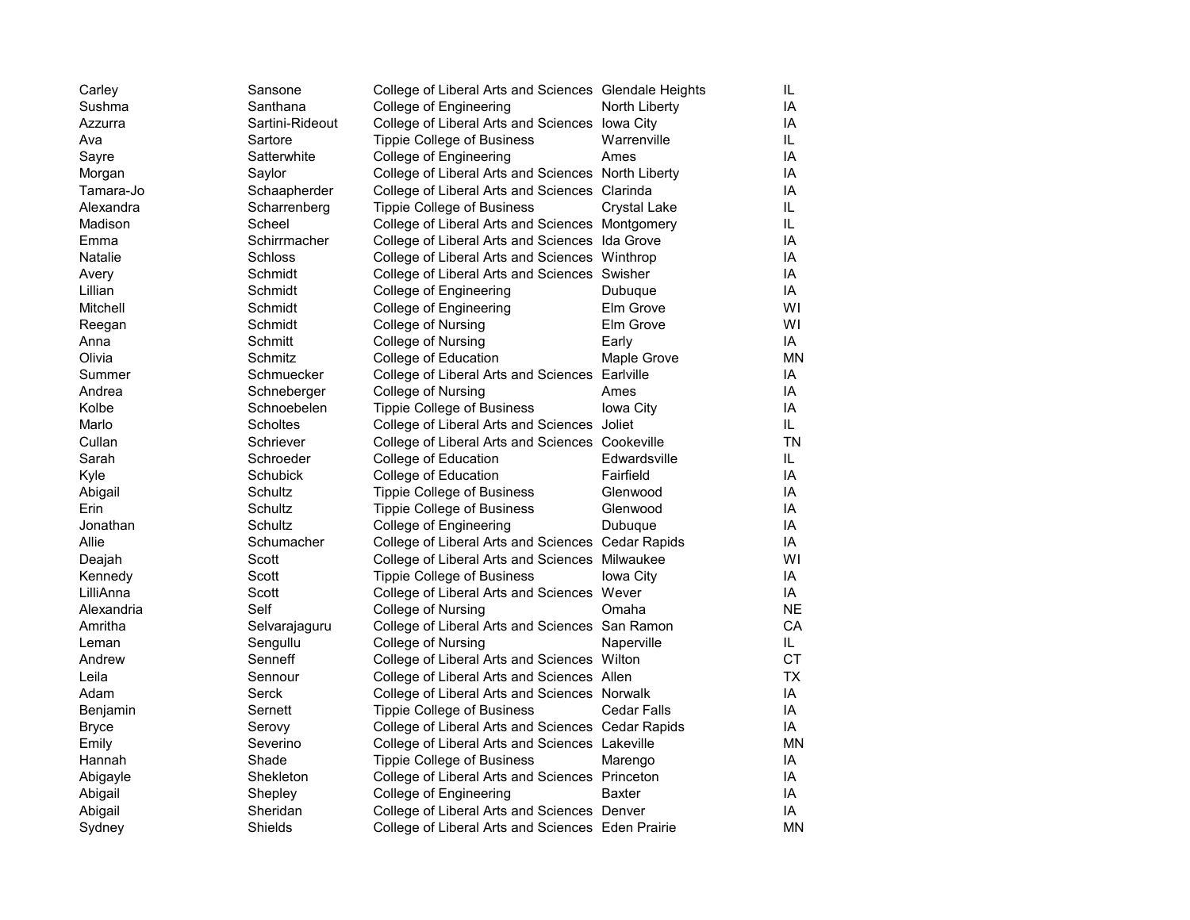| | | | | |
|---|---|---|---|---|
| Carley | Sansone | College of Liberal Arts and Sciences | Glendale Heights | IL |
| Sushma | Santhana | College of Engineering | North Liberty | IA |
| Azzurra | Sartini-Rideout | College of Liberal Arts and Sciences | Iowa City | IA |
| Ava | Sartore | Tippie College of Business | Warrenville | IL |
| Sayre | Satterwhite | College of Engineering | Ames | IA |
| Morgan | Saylor | College of Liberal Arts and Sciences | North Liberty | IA |
| Tamara-Jo | Schaapherder | College of Liberal Arts and Sciences | Clarinda | IA |
| Alexandra | Scharrenberg | Tippie College of Business | Crystal Lake | IL |
| Madison | Scheel | College of Liberal Arts and Sciences | Montgomery | IL |
| Emma | Schirrmacher | College of Liberal Arts and Sciences | Ida Grove | IA |
| Natalie | Schloss | College of Liberal Arts and Sciences | Winthrop | IA |
| Avery | Schmidt | College of Liberal Arts and Sciences | Swisher | IA |
| Lillian | Schmidt | College of Engineering | Dubuque | IA |
| Mitchell | Schmidt | College of Engineering | Elm Grove | WI |
| Reegan | Schmidt | College of Nursing | Elm Grove | WI |
| Anna | Schmitt | College of Nursing | Early | IA |
| Olivia | Schmitz | College of Education | Maple Grove | MN |
| Summer | Schmuecker | College of Liberal Arts and Sciences | Earlville | IA |
| Andrea | Schneberger | College of Nursing | Ames | IA |
| Kolbe | Schnoebelen | Tippie College of Business | Iowa City | IA |
| Marlo | Scholtes | College of Liberal Arts and Sciences | Joliet | IL |
| Cullan | Schriever | College of Liberal Arts and Sciences | Cookeville | TN |
| Sarah | Schroeder | College of Education | Edwardsville | IL |
| Kyle | Schubick | College of Education | Fairfield | IA |
| Abigail | Schultz | Tippie College of Business | Glenwood | IA |
| Erin | Schultz | Tippie College of Business | Glenwood | IA |
| Jonathan | Schultz | College of Engineering | Dubuque | IA |
| Allie | Schumacher | College of Liberal Arts and Sciences | Cedar Rapids | IA |
| Deajah | Scott | College of Liberal Arts and Sciences | Milwaukee | WI |
| Kennedy | Scott | Tippie College of Business | Iowa City | IA |
| LilliAnna | Scott | College of Liberal Arts and Sciences | Wever | IA |
| Alexandria | Self | College of Nursing | Omaha | NE |
| Amritha | Selvarajaguru | College of Liberal Arts and Sciences | San Ramon | CA |
| Leman | Sengullu | College of Nursing | Naperville | IL |
| Andrew | Senneff | College of Liberal Arts and Sciences | Wilton | CT |
| Leila | Sennour | College of Liberal Arts and Sciences | Allen | TX |
| Adam | Serck | College of Liberal Arts and Sciences | Norwalk | IA |
| Benjamin | Sernett | Tippie College of Business | Cedar Falls | IA |
| Bryce | Serovy | College of Liberal Arts and Sciences | Cedar Rapids | IA |
| Emily | Severino | College of Liberal Arts and Sciences | Lakeville | MN |
| Hannah | Shade | Tippie College of Business | Marengo | IA |
| Abigayle | Shekleton | College of Liberal Arts and Sciences | Princeton | IA |
| Abigail | Shepley | College of Engineering | Baxter | IA |
| Abigail | Sheridan | College of Liberal Arts and Sciences | Denver | IA |
| Sydney | Shields | College of Liberal Arts and Sciences | Eden Prairie | MN |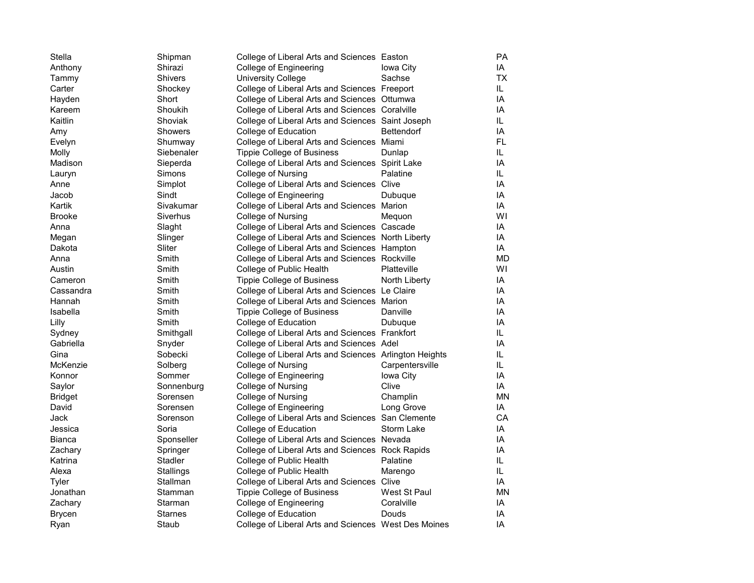| | | | | |
|---|---|---|---|---|
| Stella | Shipman | College of Liberal Arts and Sciences | Easton | PA |
| Anthony | Shirazi | College of Engineering | Iowa City | IA |
| Tammy | Shivers | University College | Sachse | TX |
| Carter | Shockey | College of Liberal Arts and Sciences | Freeport | IL |
| Hayden | Short | College of Liberal Arts and Sciences | Ottumwa | IA |
| Kareem | Shoukih | College of Liberal Arts and Sciences | Coralville | IA |
| Kaitlin | Shoviak | College of Liberal Arts and Sciences | Saint Joseph | IL |
| Amy | Showers | College of Education | Bettendorf | IA |
| Evelyn | Shumway | College of Liberal Arts and Sciences | Miami | FL |
| Molly | Siebenaler | Tippie College of Business | Dunlap | IL |
| Madison | Sieperda | College of Liberal Arts and Sciences | Spirit Lake | IA |
| Lauryn | Simons | College of Nursing | Palatine | IL |
| Anne | Simplot | College of Liberal Arts and Sciences | Clive | IA |
| Jacob | Sindt | College of Engineering | Dubuque | IA |
| Kartik | Sivakumar | College of Liberal Arts and Sciences | Marion | IA |
| Brooke | Siverhus | College of Nursing | Mequon | WI |
| Anna | Slaght | College of Liberal Arts and Sciences | Cascade | IA |
| Megan | Slinger | College of Liberal Arts and Sciences | North Liberty | IA |
| Dakota | Sliter | College of Liberal Arts and Sciences | Hampton | IA |
| Anna | Smith | College of Liberal Arts and Sciences | Rockville | MD |
| Austin | Smith | College of Public Health | Platteville | WI |
| Cameron | Smith | Tippie College of Business | North Liberty | IA |
| Cassandra | Smith | College of Liberal Arts and Sciences | Le Claire | IA |
| Hannah | Smith | College of Liberal Arts and Sciences | Marion | IA |
| Isabella | Smith | Tippie College of Business | Danville | IA |
| Lilly | Smith | College of Education | Dubuque | IA |
| Sydney | Smithgall | College of Liberal Arts and Sciences | Frankfort | IL |
| Gabriella | Snyder | College of Liberal Arts and Sciences | Adel | IA |
| Gina | Sobecki | College of Liberal Arts and Sciences | Arlington Heights | IL |
| McKenzie | Solberg | College of Nursing | Carpentersville | IL |
| Konnor | Sommer | College of Engineering | Iowa City | IA |
| Saylor | Sonnenburg | College of Nursing | Clive | IA |
| Bridget | Sorensen | College of Nursing | Champlin | MN |
| David | Sorensen | College of Engineering | Long Grove | IA |
| Jack | Sorenson | College of Liberal Arts and Sciences | San Clemente | CA |
| Jessica | Soria | College of Education | Storm Lake | IA |
| Bianca | Sponseller | College of Liberal Arts and Sciences | Nevada | IA |
| Zachary | Springer | College of Liberal Arts and Sciences | Rock Rapids | IA |
| Katrina | Stadler | College of Public Health | Palatine | IL |
| Alexa | Stallings | College of Public Health | Marengo | IL |
| Tyler | Stallman | College of Liberal Arts and Sciences | Clive | IA |
| Jonathan | Stamman | Tippie College of Business | West St Paul | MN |
| Zachary | Starman | College of Engineering | Coralville | IA |
| Brycen | Starnes | College of Education | Douds | IA |
| Ryan | Staub | College of Liberal Arts and Sciences | West Des Moines | IA |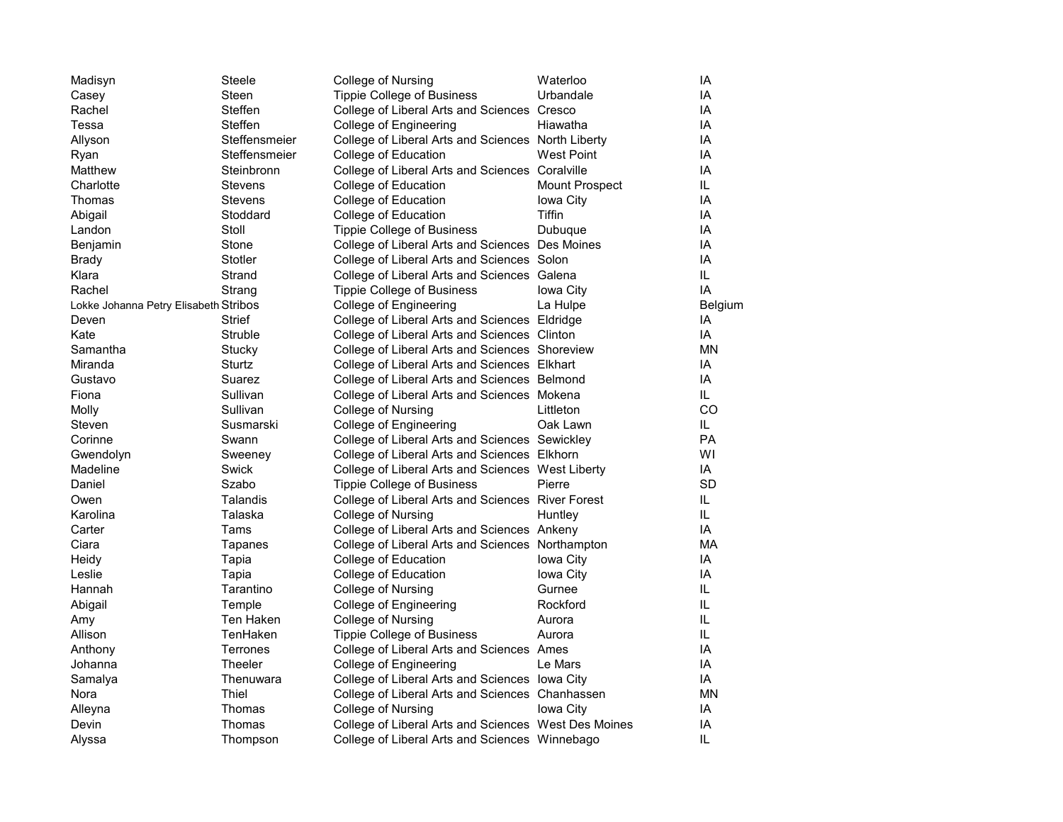| | | | | |
|---|---|---|---|---|
| Madisyn | Steele | College of Nursing | Waterloo | IA |
| Casey | Steen | Tippie College of Business | Urbandale | IA |
| Rachel | Steffen | College of Liberal Arts and Sciences | Cresco | IA |
| Tessa | Steffen | College of Engineering | Hiawatha | IA |
| Allyson | Steffensmeier | College of Liberal Arts and Sciences | North Liberty | IA |
| Ryan | Steffensmeier | College of Education | West Point | IA |
| Matthew | Steinbronn | College of Liberal Arts and Sciences | Coralville | IA |
| Charlotte | Stevens | College of Education | Mount Prospect | IL |
| Thomas | Stevens | College of Education | Iowa City | IA |
| Abigail | Stoddard | College of Education | Tiffin | IA |
| Landon | Stoll | Tippie College of Business | Dubuque | IA |
| Benjamin | Stone | College of Liberal Arts and Sciences | Des Moines | IA |
| Brady | Stotler | College of Liberal Arts and Sciences | Solon | IA |
| Klara | Strand | College of Liberal Arts and Sciences | Galena | IL |
| Rachel | Strang | Tippie College of Business | Iowa City | IA |
| Lokke Johanna Petry Elisabeth | Stribos | College of Engineering | La Hulpe | Belgium |
| Deven | Strief | College of Liberal Arts and Sciences | Eldridge | IA |
| Kate | Struble | College of Liberal Arts and Sciences | Clinton | IA |
| Samantha | Stucky | College of Liberal Arts and Sciences | Shoreview | MN |
| Miranda | Sturtz | College of Liberal Arts and Sciences | Elkhart | IA |
| Gustavo | Suarez | College of Liberal Arts and Sciences | Belmond | IA |
| Fiona | Sullivan | College of Liberal Arts and Sciences | Mokena | IL |
| Molly | Sullivan | College of Nursing | Littleton | CO |
| Steven | Susmarski | College of Engineering | Oak Lawn | IL |
| Corinne | Swann | College of Liberal Arts and Sciences | Sewickley | PA |
| Gwendolyn | Sweeney | College of Liberal Arts and Sciences | Elkhorn | WI |
| Madeline | Swick | College of Liberal Arts and Sciences | West Liberty | IA |
| Daniel | Szabo | Tippie College of Business | Pierre | SD |
| Owen | Talandis | College of Liberal Arts and Sciences | River Forest | IL |
| Karolina | Talaska | College of Nursing | Huntley | IL |
| Carter | Tams | College of Liberal Arts and Sciences | Ankeny | IA |
| Ciara | Tapanes | College of Liberal Arts and Sciences | Northampton | MA |
| Heidy | Tapia | College of Education | Iowa City | IA |
| Leslie | Tapia | College of Education | Iowa City | IA |
| Hannah | Tarantino | College of Nursing | Gurnee | IL |
| Abigail | Temple | College of Engineering | Rockford | IL |
| Amy | Ten Haken | College of Nursing | Aurora | IL |
| Allison | TenHaken | Tippie College of Business | Aurora | IL |
| Anthony | Terrones | College of Liberal Arts and Sciences | Ames | IA |
| Johanna | Theeler | College of Engineering | Le Mars | IA |
| Samalya | Thenuwara | College of Liberal Arts and Sciences | Iowa City | IA |
| Nora | Thiel | College of Liberal Arts and Sciences | Chanhassen | MN |
| Alleyna | Thomas | College of Nursing | Iowa City | IA |
| Devin | Thomas | College of Liberal Arts and Sciences | West Des Moines | IA |
| Alyssa | Thompson | College of Liberal Arts and Sciences | Winnebago | IL |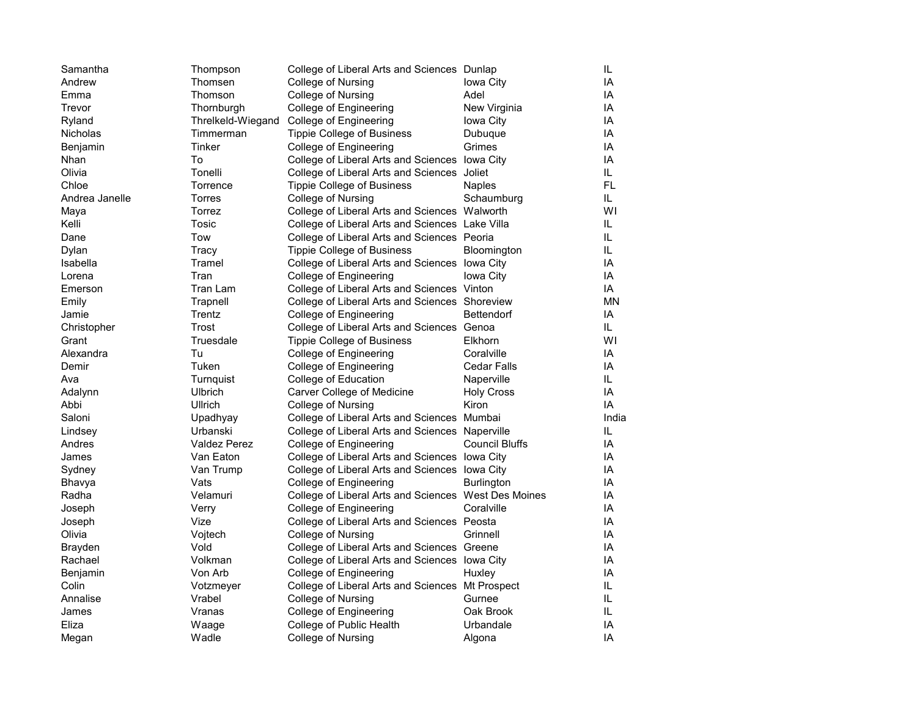| | | | | |
|---|---|---|---|---|
| Samantha | Thompson | College of Liberal Arts and Sciences | Dunlap | IL |
| Andrew | Thomsen | College of Nursing | Iowa City | IA |
| Emma | Thomson | College of Nursing | Adel | IA |
| Trevor | Thornburgh | College of Engineering | New Virginia | IA |
| Ryland | Threlkeld-Wiegand | College of Engineering | Iowa City | IA |
| Nicholas | Timmerman | Tippie College of Business | Dubuque | IA |
| Benjamin | Tinker | College of Engineering | Grimes | IA |
| Nhan | To | College of Liberal Arts and Sciences | Iowa City | IA |
| Olivia | Tonelli | College of Liberal Arts and Sciences | Joliet | IL |
| Chloe | Torrence | Tippie College of Business | Naples | FL |
| Andrea Janelle | Torres | College of Nursing | Schaumburg | IL |
| Maya | Torrez | College of Liberal Arts and Sciences | Walworth | WI |
| Kelli | Tosic | College of Liberal Arts and Sciences | Lake Villa | IL |
| Dane | Tow | College of Liberal Arts and Sciences | Peoria | IL |
| Dylan | Tracy | Tippie College of Business | Bloomington | IL |
| Isabella | Tramel | College of Liberal Arts and Sciences | Iowa City | IA |
| Lorena | Tran | College of Engineering | Iowa City | IA |
| Emerson | Tran Lam | College of Liberal Arts and Sciences | Vinton | IA |
| Emily | Trapnell | College of Liberal Arts and Sciences | Shoreview | MN |
| Jamie | Trentz | College of Engineering | Bettendorf | IA |
| Christopher | Trost | College of Liberal Arts and Sciences | Genoa | IL |
| Grant | Truesdale | Tippie College of Business | Elkhorn | WI |
| Alexandra | Tu | College of Engineering | Coralville | IA |
| Demir | Tuken | College of Engineering | Cedar Falls | IA |
| Ava | Turnquist | College of Education | Naperville | IL |
| Adalynn | Ulbrich | Carver College of Medicine | Holy Cross | IA |
| Abbi | Ullrich | College of Nursing | Kiron | IA |
| Saloni | Upadhyay | College of Liberal Arts and Sciences | Mumbai | India |
| Lindsey | Urbanski | College of Liberal Arts and Sciences | Naperville | IL |
| Andres | Valdez Perez | College of Engineering | Council Bluffs | IA |
| James | Van Eaton | College of Liberal Arts and Sciences | Iowa City | IA |
| Sydney | Van Trump | College of Liberal Arts and Sciences | Iowa City | IA |
| Bhavya | Vats | College of Engineering | Burlington | IA |
| Radha | Velamuri | College of Liberal Arts and Sciences | West Des Moines | IA |
| Joseph | Verry | College of Engineering | Coralville | IA |
| Joseph | Vize | College of Liberal Arts and Sciences | Peosta | IA |
| Olivia | Vojtech | College of Nursing | Grinnell | IA |
| Brayden | Vold | College of Liberal Arts and Sciences | Greene | IA |
| Rachael | Volkman | College of Liberal Arts and Sciences | Iowa City | IA |
| Benjamin | Von Arb | College of Engineering | Huxley | IA |
| Colin | Votzmeyer | College of Liberal Arts and Sciences | Mt Prospect | IL |
| Annalise | Vrabel | College of Nursing | Gurnee | IL |
| James | Vranas | College of Engineering | Oak Brook | IL |
| Eliza | Waage | College of Public Health | Urbandale | IA |
| Megan | Wadle | College of Nursing | Algona | IA |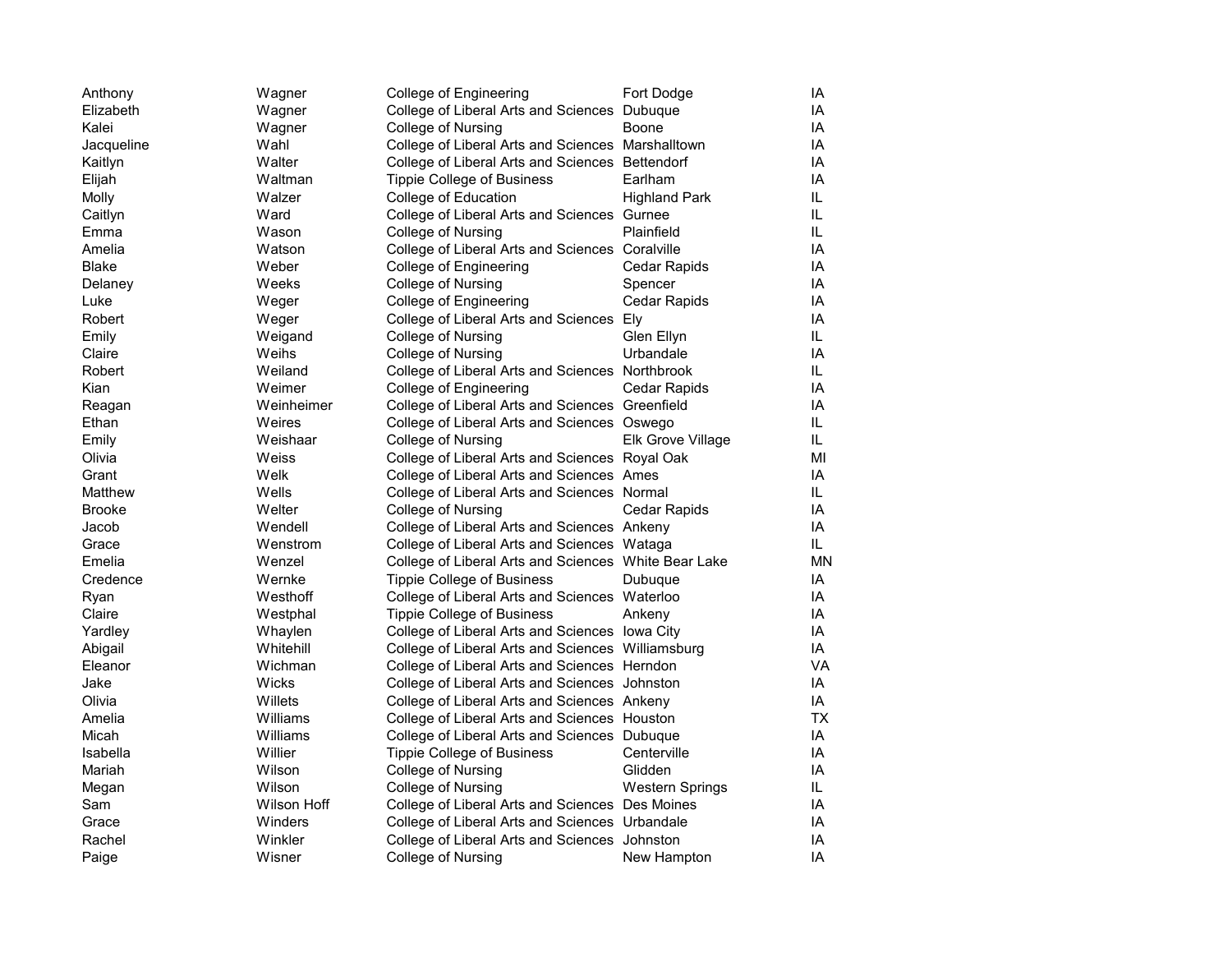| | | | | |
|---|---|---|---|---|
| Anthony | Wagner | College of Engineering | Fort Dodge | IA |
| Elizabeth | Wagner | College of Liberal Arts and Sciences | Dubuque | IA |
| Kalei | Wagner | College of Nursing | Boone | IA |
| Jacqueline | Wahl | College of Liberal Arts and Sciences | Marshalltown | IA |
| Kaitlyn | Walter | College of Liberal Arts and Sciences | Bettendorf | IA |
| Elijah | Waltman | Tippie College of Business | Earlham | IA |
| Molly | Walzer | College of Education | Highland Park | IL |
| Caitlyn | Ward | College of Liberal Arts and Sciences | Gurnee | IL |
| Emma | Wason | College of Nursing | Plainfield | IL |
| Amelia | Watson | College of Liberal Arts and Sciences | Coralville | IA |
| Blake | Weber | College of Engineering | Cedar Rapids | IA |
| Delaney | Weeks | College of Nursing | Spencer | IA |
| Luke | Weger | College of Engineering | Cedar Rapids | IA |
| Robert | Weger | College of Liberal Arts and Sciences | Ely | IA |
| Emily | Weigand | College of Nursing | Glen Ellyn | IL |
| Claire | Weihs | College of Nursing | Urbandale | IA |
| Robert | Weiland | College of Liberal Arts and Sciences | Northbrook | IL |
| Kian | Weimer | College of Engineering | Cedar Rapids | IA |
| Reagan | Weinheimer | College of Liberal Arts and Sciences | Greenfield | IA |
| Ethan | Weires | College of Liberal Arts and Sciences | Oswego | IL |
| Emily | Weishaar | College of Nursing | Elk Grove Village | IL |
| Olivia | Weiss | College of Liberal Arts and Sciences | Royal Oak | MI |
| Grant | Welk | College of Liberal Arts and Sciences | Ames | IA |
| Matthew | Wells | College of Liberal Arts and Sciences | Normal | IL |
| Brooke | Welter | College of Nursing | Cedar Rapids | IA |
| Jacob | Wendell | College of Liberal Arts and Sciences | Ankeny | IA |
| Grace | Wenstrom | College of Liberal Arts and Sciences | Wataga | IL |
| Emelia | Wenzel | College of Liberal Arts and Sciences | White Bear Lake | MN |
| Credence | Wernke | Tippie College of Business | Dubuque | IA |
| Ryan | Westhoff | College of Liberal Arts and Sciences | Waterloo | IA |
| Claire | Westphal | Tippie College of Business | Ankeny | IA |
| Yardley | Whaylen | College of Liberal Arts and Sciences | Iowa City | IA |
| Abigail | Whitehill | College of Liberal Arts and Sciences | Williamsburg | IA |
| Eleanor | Wichman | College of Liberal Arts and Sciences | Herndon | VA |
| Jake | Wicks | College of Liberal Arts and Sciences | Johnston | IA |
| Olivia | Willets | College of Liberal Arts and Sciences | Ankeny | IA |
| Amelia | Williams | College of Liberal Arts and Sciences | Houston | TX |
| Micah | Williams | College of Liberal Arts and Sciences | Dubuque | IA |
| Isabella | Willier | Tippie College of Business | Centerville | IA |
| Mariah | Wilson | College of Nursing | Glidden | IA |
| Megan | Wilson | College of Nursing | Western Springs | IL |
| Sam | Wilson Hoff | College of Liberal Arts and Sciences | Des Moines | IA |
| Grace | Winders | College of Liberal Arts and Sciences | Urbandale | IA |
| Rachel | Winkler | College of Liberal Arts and Sciences | Johnston | IA |
| Paige | Wisner | College of Nursing | New Hampton | IA |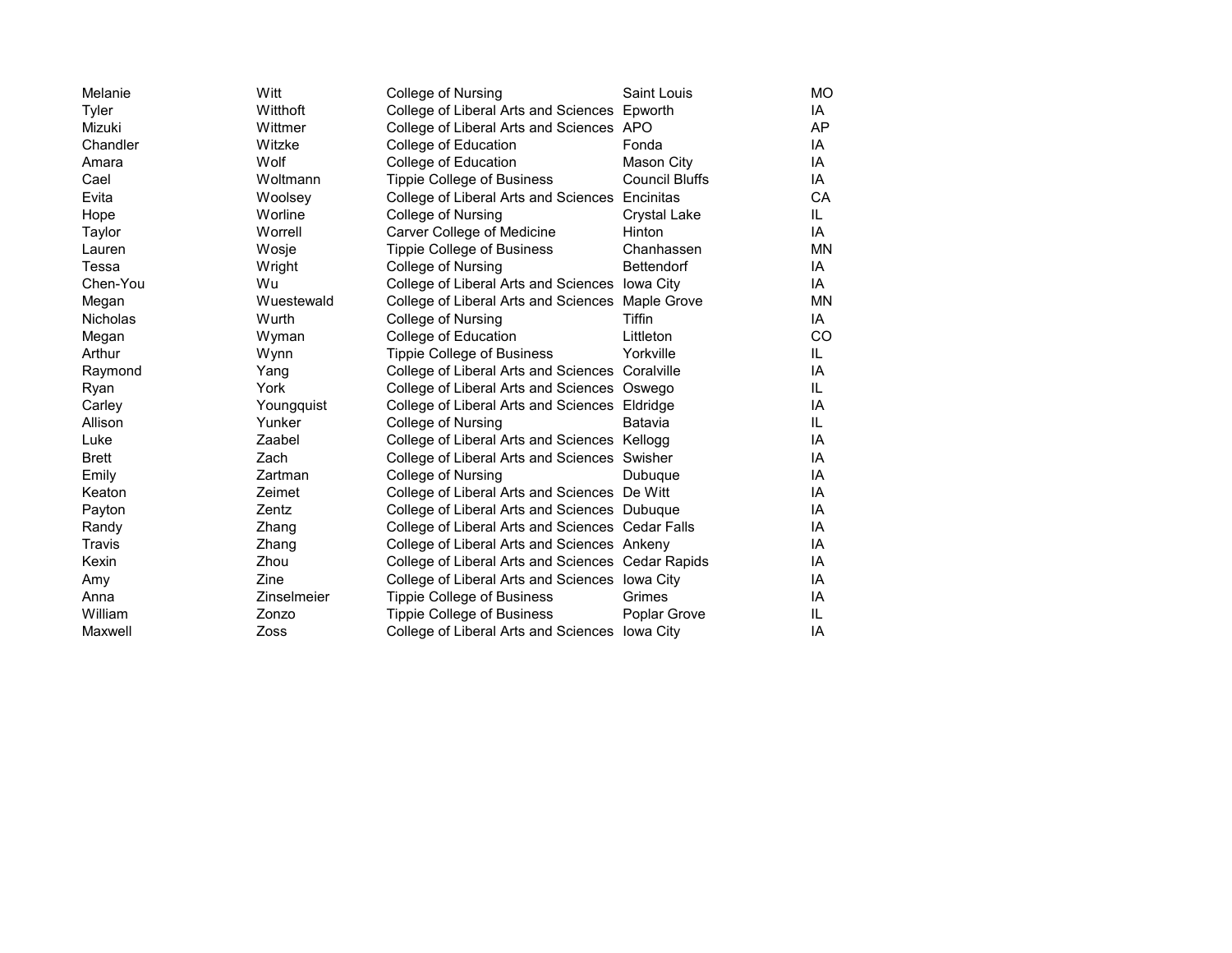| | | | | |
|---|---|---|---|---|
| Melanie | Witt | College of Nursing | Saint Louis | MO |
| Tyler | Witthoft | College of Liberal Arts and Sciences | Epworth | IA |
| Mizuki | Wittmer | College of Liberal Arts and Sciences | APO | AP |
| Chandler | Witzke | College of Education | Fonda | IA |
| Amara | Wolf | College of Education | Mason City | IA |
| Cael | Woltmann | Tippie College of Business | Council Bluffs | IA |
| Evita | Woolsey | College of Liberal Arts and Sciences | Encinitas | CA |
| Hope | Worline | College of Nursing | Crystal Lake | IL |
| Taylor | Worrell | Carver College of Medicine | Hinton | IA |
| Lauren | Wosje | Tippie College of Business | Chanhassen | MN |
| Tessa | Wright | College of Nursing | Bettendorf | IA |
| Chen-You | Wu | College of Liberal Arts and Sciences | Iowa City | IA |
| Megan | Wuestewald | College of Liberal Arts and Sciences | Maple Grove | MN |
| Nicholas | Wurth | College of Nursing | Tiffin | IA |
| Megan | Wyman | College of Education | Littleton | CO |
| Arthur | Wynn | Tippie College of Business | Yorkville | IL |
| Raymond | Yang | College of Liberal Arts and Sciences | Coralville | IA |
| Ryan | York | College of Liberal Arts and Sciences | Oswego | IL |
| Carley | Youngquist | College of Liberal Arts and Sciences | Eldridge | IA |
| Allison | Yunker | College of Nursing | Batavia | IL |
| Luke | Zaabel | College of Liberal Arts and Sciences | Kellogg | IA |
| Brett | Zach | College of Liberal Arts and Sciences | Swisher | IA |
| Emily | Zartman | College of Nursing | Dubuque | IA |
| Keaton | Zeimet | College of Liberal Arts and Sciences | De Witt | IA |
| Payton | Zentz | College of Liberal Arts and Sciences | Dubuque | IA |
| Randy | Zhang | College of Liberal Arts and Sciences | Cedar Falls | IA |
| Travis | Zhang | College of Liberal Arts and Sciences | Ankeny | IA |
| Kexin | Zhou | College of Liberal Arts and Sciences | Cedar Rapids | IA |
| Amy | Zine | College of Liberal Arts and Sciences | Iowa City | IA |
| Anna | Zinselmeier | Tippie College of Business | Grimes | IA |
| William | Zonzo | Tippie College of Business | Poplar Grove | IL |
| Maxwell | Zoss | College of Liberal Arts and Sciences | Iowa City | IA |